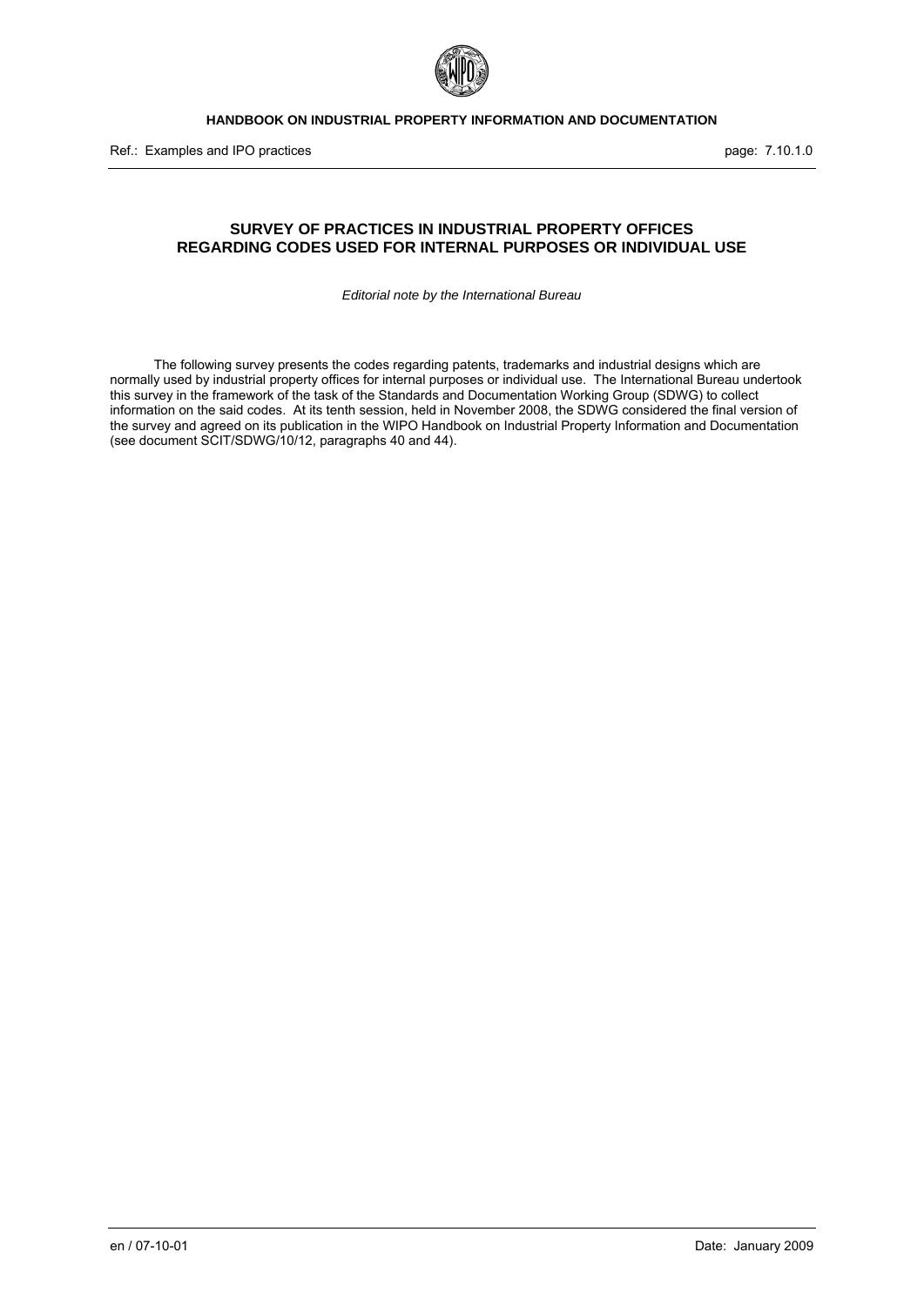# SURVEY OF PRACTICES IN INDUSTRIAL PROPERTY OFFICES REGARDING CODES USED FOR INTERNAL PURPOSES OR INDIVIDUAL USE

*Editorial note by the International Bureau*

The following survey presents the codes regarding patents, trademarks and industrial designs which are normally used by industrial property offices for internal purposes or individual use. The International Bureau undertook this survey in the framework of the task of the Standards and Documentation Working Group (SDWG) to collect information on the said codes. At its tenth session, held in November 2008, the SDWG considered the final version of the survey and agreed on its publication in the WIPO Handbook on Industrial Property Information and Documentation (see document SCIT/SDWG/10/12, paragraphs 40 and 44).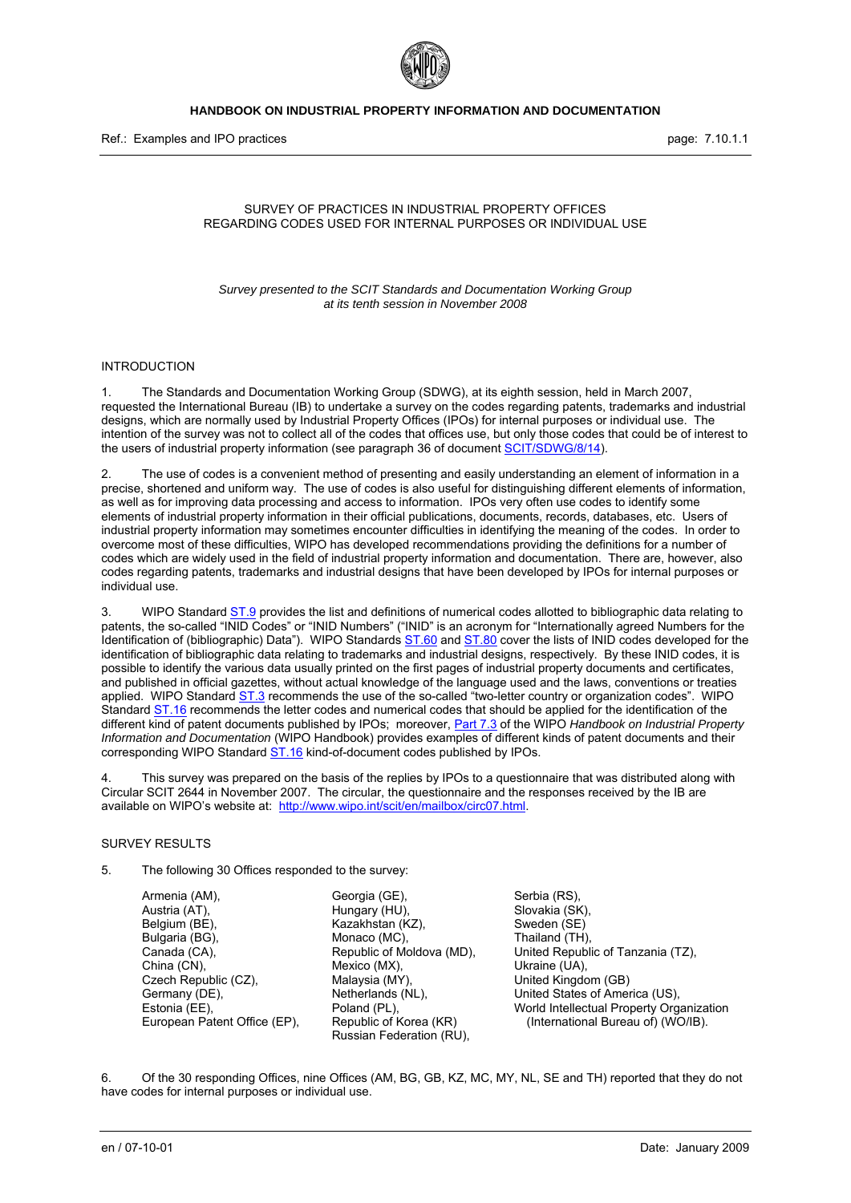SURVEY OF PRACTICES IN INDUSTRIAL PROPERTY OFFICES
REGARDING CODES USED FOR INTERNAL PURPOSES OR INDIVIDUAL USE

*Survey presented to the SCIT Standards and Documentation Working Group at its tenth session in November 2008*

## INTRODUCTION

1. The Standards and Documentation Working Group (SDWG), at its eighth session, held in March 2007, requested the International Bureau (IB) to undertake a survey on the codes regarding patents, trademarks and industrial designs, which are normally used by Industrial Property Offices (IPOs) for internal purposes or individual use. The intention of the survey was not to collect all of the codes that offices use, but only those codes that could be of interest to the users of industrial property information (see paragraph 36 of document SCIT/SDWG/8/14).

2. The use of codes is a convenient method of presenting and easily understanding an element of information in a precise, shortened and uniform way. The use of codes is also useful for distinguishing different elements of information, as well as for improving data processing and access to information. IPOs very often use codes to identify some elements of industrial property information in their official publications, documents, records, databases, etc. Users of industrial property information may sometimes encounter difficulties in identifying the meaning of the codes. In order to overcome most of these difficulties, WIPO has developed recommendations providing the definitions for a number of codes which are widely used in the field of industrial property information and documentation. There are, however, also codes regarding patents, trademarks and industrial designs that have been developed by IPOs for internal purposes or individual use.

3. WIPO Standard ST.9 provides the list and definitions of numerical codes allotted to bibliographic data relating to patents, the so-called "INID Codes" or "INID Numbers" ("INID" is an acronym for "Internationally agreed Numbers for the Identification of (bibliographic) Data"). WIPO Standards ST.60 and ST.80 cover the lists of INID codes developed for the identification of bibliographic data relating to trademarks and industrial designs, respectively. By these INID codes, it is possible to identify the various data usually printed on the first pages of industrial property documents and certificates, and published in official gazettes, without actual knowledge of the language used and the laws, conventions or treaties applied. WIPO Standard ST.3 recommends the use of the so-called "two-letter country or organization codes". WIPO Standard ST.16 recommends the letter codes and numerical codes that should be applied for the identification of the different kind of patent documents published by IPOs; moreover, Part 7.3 of the WIPO *Handbook on Industrial Property Information and Documentation* (WIPO Handbook) provides examples of different kinds of patent documents and their corresponding WIPO Standard ST.16 kind-of-document codes published by IPOs.

4. This survey was prepared on the basis of the replies by IPOs to a questionnaire that was distributed along with Circular SCIT 2644 in November 2007. The circular, the questionnaire and the responses received by the IB are available on WIPO's website at: http://www.wipo.int/scit/en/mailbox/circ07.html.

## SURVEY RESULTS

5. The following 30 Offices responded to the survey:

- Armenia (AM),
- Austria (AT),
- Belgium (BE),
- Bulgaria (BG),
- Canada (CA),
- China (CN),
- Czech Republic (CZ),
- Germany (DE),
- Estonia (EE),
- European Patent Office (EP),
- Georgia (GE),
- Hungary (HU),
- Kazakhstan (KZ),
- Monaco (MC),
- Republic of Moldova (MD),
- Mexico (MX),
- Malaysia (MY),
- Netherlands (NL),
- Poland (PL),
- Republic of Korea (KR)
- Russian Federation (RU),
- Serbia (RS),
- Slovakia (SK),
- Sweden (SE)
- Thailand (TH),
- United Republic of Tanzania (TZ),
- Ukraine (UA),
- United Kingdom (GB)
- United States of America (US),
- World Intellectual Property Organization (International Bureau of) (WO/IB).

6. Of the 30 responding Offices, nine Offices (AM, BG, GB, KZ, MC, MY, NL, SE and TH) reported that they do not have codes for internal purposes or individual use.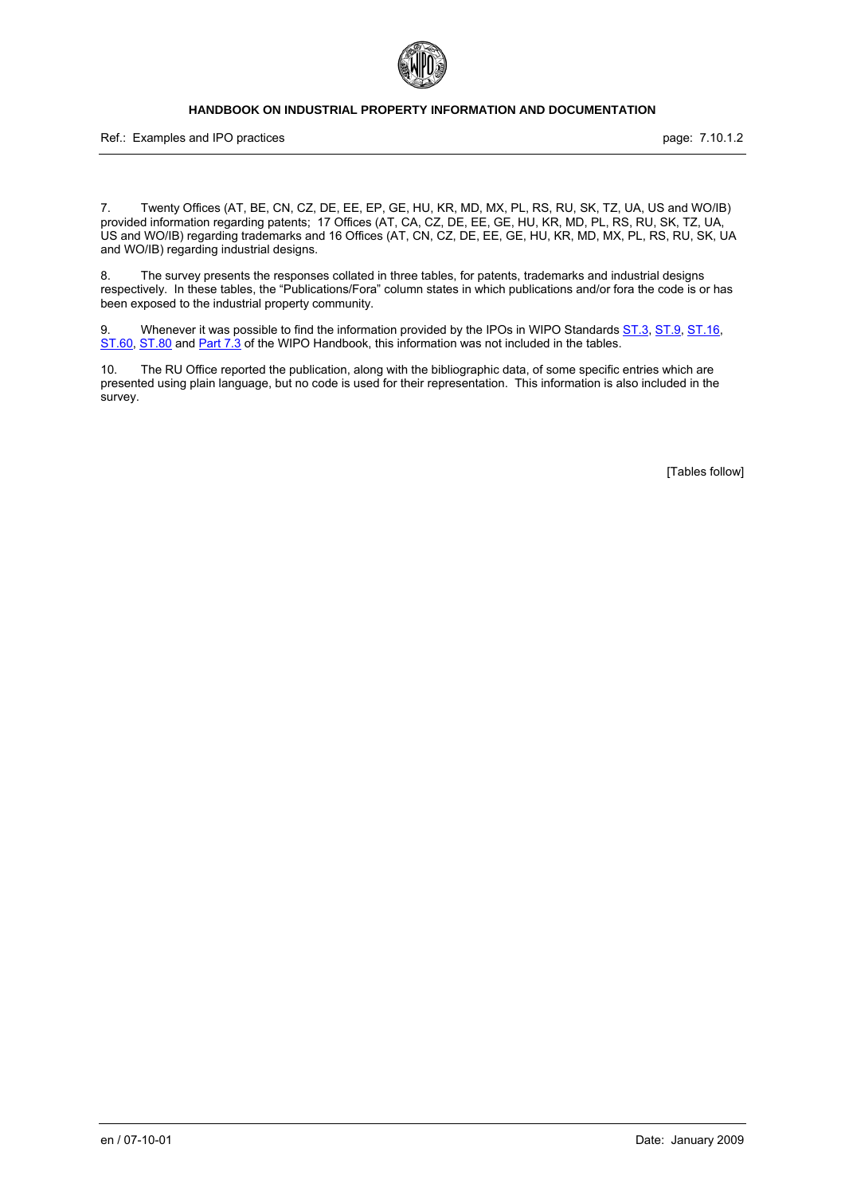7. Twenty Offices (AT, BE, CN, CZ, DE, EE, EP, GE, HU, KR, MD, MX, PL, RS, RU, SK, TZ, UA, US and WO/IB) provided information regarding patents; 17 Offices (AT, CA, CZ, DE, EE, GE, HU, KR, MD, PL, RS, RU, SK, TZ, UA, US and WO/IB) regarding trademarks and 16 Offices (AT, CN, CZ, DE, EE, GE, HU, KR, MD, MX, PL, RS, RU, SK, UA and WO/IB) regarding industrial designs.

8. The survey presents the responses collated in three tables, for patents, trademarks and industrial designs respectively. In these tables, the "Publications/Fora" column states in which publications and/or fora the code is or has been exposed to the industrial property community.

9. Whenever it was possible to find the information provided by the IPOs in WIPO Standards ST.3, ST.9, ST.16, ST.60, ST.80 and Part 7.3 of the WIPO Handbook, this information was not included in the tables.

10. The RU Office reported the publication, along with the bibliographic data, of some specific entries which are presented using plain language, but no code is used for their representation. This information is also included in the survey.

[Tables follow]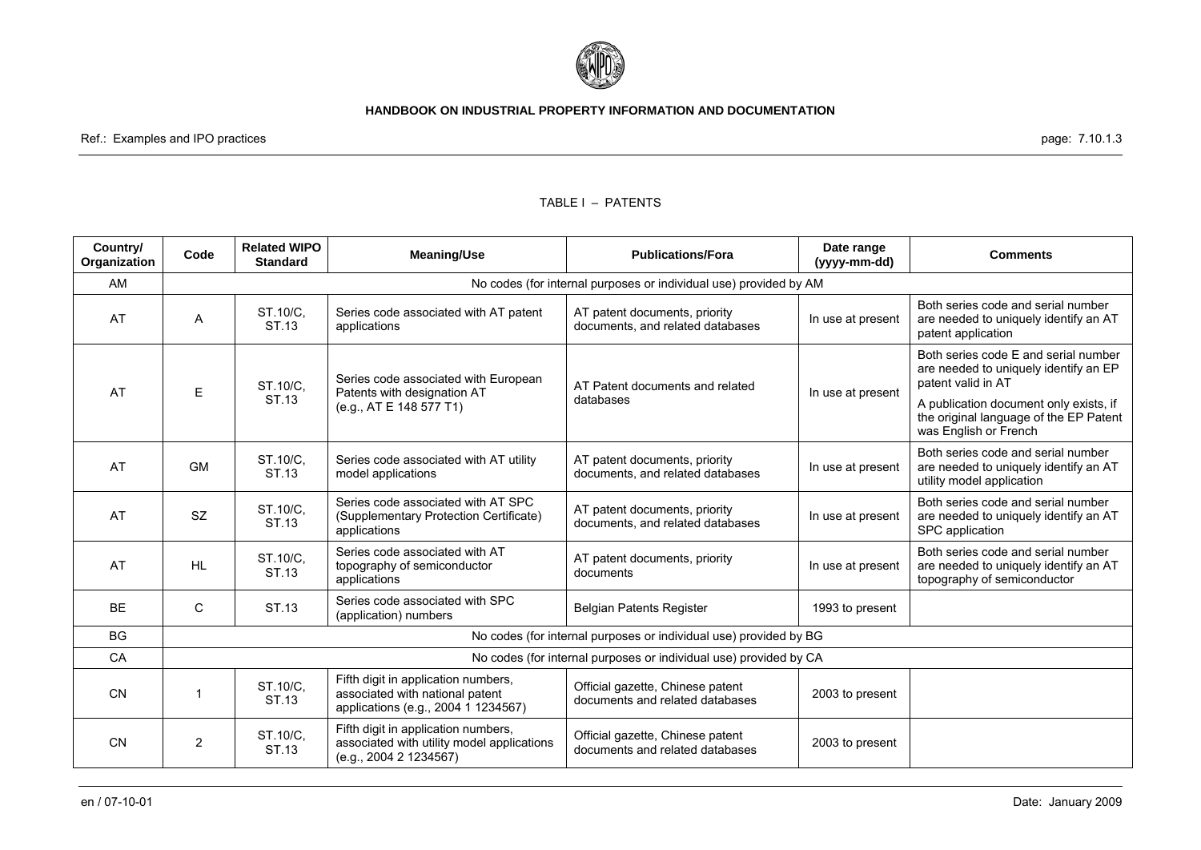TABLE I – PATENTS

| Country/ Organization | Code | Related WIPO Standard | Meaning/Use | Publications/Fora | Date range (yyyy-mm-dd) | Comments |
|---|---|---|---|---|---|---|
| AM | No codes (for internal purposes or individual use) provided by AM | | | | | |
| AT | A | ST.10/C, ST.13 | Series code associated with AT patent applications | AT patent documents, priority documents, and related databases | In use at present | Both series code and serial number are needed to uniquely identify an AT patent application |
| AT | E | ST.10/C, ST.13 | Series code associated with European Patents with designation AT (e.g., AT E 148 577 T1) | AT Patent documents and related databases | In use at present | Both series code E and serial number are needed to uniquely identify an EP patent valid in AT<br><br>A publication document only exists, if the original language of the EP Patent was English or French |
| AT | GM | ST.10/C, ST.13 | Series code associated with AT utility model applications | AT patent documents, priority documents, and related databases | In use at present | Both series code and serial number are needed to uniquely identify an AT utility model application |
| AT | SZ | ST.10/C, ST.13 | Series code associated with AT SPC (Supplementary Protection Certificate) applications | AT patent documents, priority documents, and related databases | In use at present | Both series code and serial number are needed to uniquely identify an AT SPC application |
| AT | HL | ST.10/C, ST.13 | Series code associated with AT topography of semiconductor applications | AT patent documents, priority documents | In use at present | Both series code and serial number are needed to uniquely identify an AT topography of semiconductor |
| BE | C | ST.13 | Series code associated with SPC (application) numbers | Belgian Patents Register | 1993 to present | |
| BG | No codes (for internal purposes or individual use) provided by BG | | | | | |
| CA | No codes (for internal purposes or individual use) provided by CA | | | | | |
| CN | 1 | ST.10/C, ST.13 | Fifth digit in application numbers, associated with national patent applications (e.g., 2004 1 1234567) | Official gazette, Chinese patent documents and related databases | 2003 to present | |
| CN | 2 | ST.10/C, ST.13 | Fifth digit in application numbers, associated with utility model applications (e.g., 2004 2 1234567) | Official gazette, Chinese patent documents and related databases | 2003 to present | |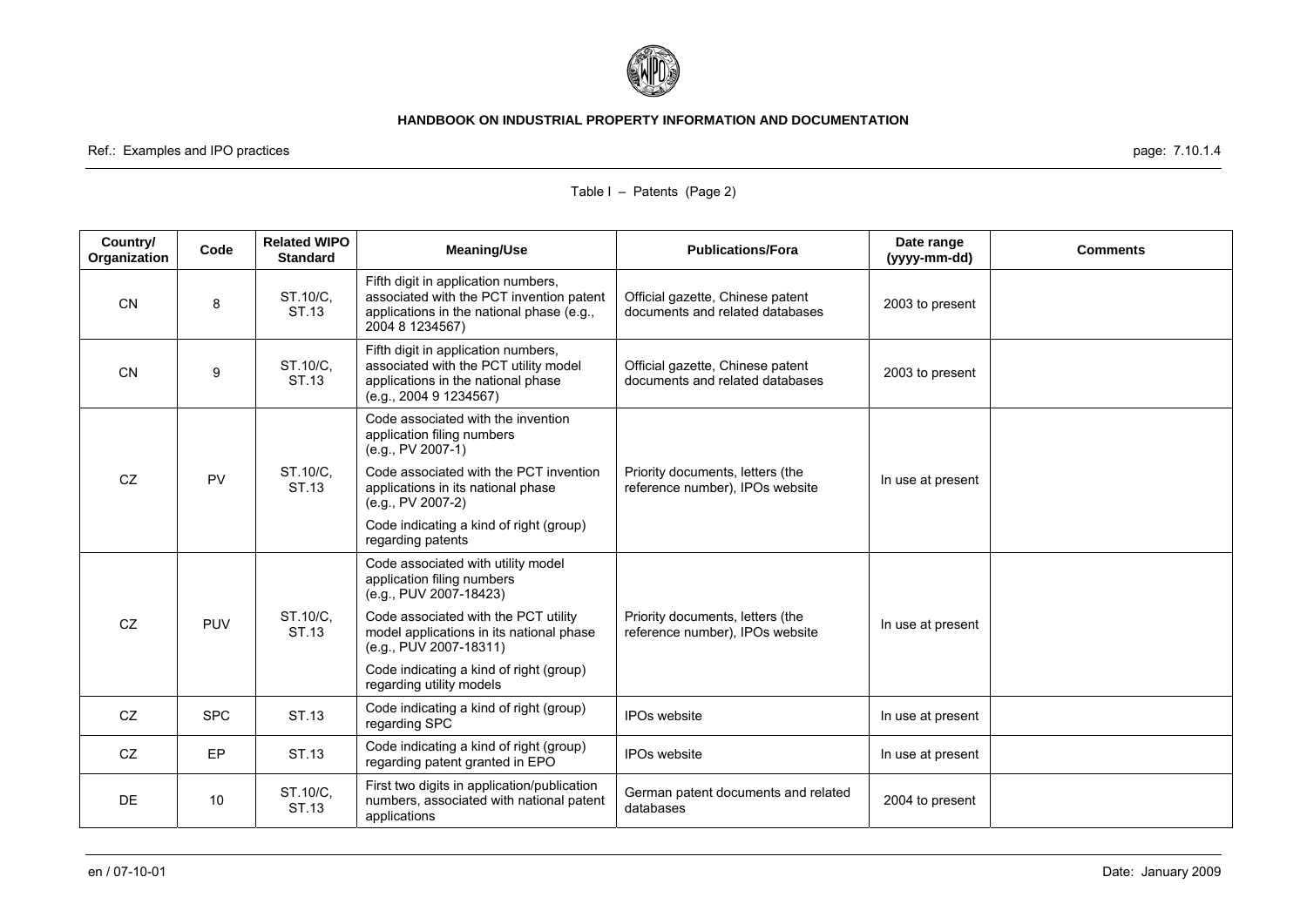Table I – Patents (Page 2)

| Country/ Organization | Code | Related WIPO Standard | Meaning/Use | Publications/Fora | Date range (yyyy-mm-dd) | Comments |
|---|---|---|---|---|---|---|
| CN | 8 | ST.10/C, ST.13 | Fifth digit in application numbers, associated with the PCT invention patent applications in the national phase (e.g., 2004 8 1234567) | Official gazette, Chinese patent documents and related databases | 2003 to present | |
| CN | 9 | ST.10/C, ST.13 | Fifth digit in application numbers, associated with the PCT utility model applications in the national phase (e.g., 2004 9 1234567) | Official gazette, Chinese patent documents and related databases | 2003 to present | |
| CZ | PV | ST.10/C, ST.13 | Code associated with the invention application filing numbers (e.g., PV 2007-1)<br>Code associated with the PCT invention applications in its national phase (e.g., PV 2007-2)<br>Code indicating a kind of right (group) regarding patents | Priority documents, letters (the reference number), IPOs website | In use at present | |
| CZ | PUV | ST.10/C, ST.13 | Code associated with utility model application filing numbers (e.g., PUV 2007-18423)<br>Code associated with the PCT utility model applications in its national phase (e.g., PUV 2007-18311)<br>Code indicating a kind of right (group) regarding utility models | Priority documents, letters (the reference number), IPOs website | In use at present | |
| CZ | SPC | ST.13 | Code indicating a kind of right (group) regarding SPC | IPOs website | In use at present | |
| CZ | EP | ST.13 | Code indicating a kind of right (group) regarding patent granted in EPO | IPOs website | In use at present | |
| DE | 10 | ST.10/C, ST.13 | First two digits in application/publication numbers, associated with national patent applications | German patent documents and related databases | 2004 to present | |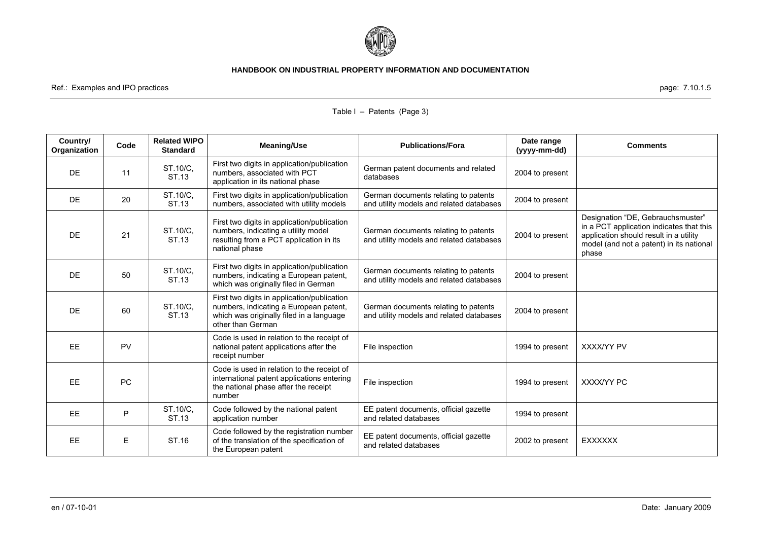Table I – Patents (Page 3)

| Country/ Organization | Code | Related WIPO Standard | Meaning/Use | Publications/Fora | Date range (yyyy-mm-dd) | Comments |
|---|---|---|---|---|---|---|
| DE | 11 | ST.10/C, ST.13 | First two digits in application/publication numbers, associated with PCT application in its national phase | German patent documents and related databases | 2004 to present | |
| DE | 20 | ST.10/C, ST.13 | First two digits in application/publication numbers, associated with utility models | German documents relating to patents and utility models and related databases | 2004 to present | |
| DE | 21 | ST.10/C, ST.13 | First two digits in application/publication numbers, indicating a utility model resulting from a PCT application in its national phase | German documents relating to patents and utility models and related databases | 2004 to present | Designation "DE, Gebrauchsmuster" in a PCT application indicates that this application should result in a utility model (and not a patent) in its national phase |
| DE | 50 | ST.10/C, ST.13 | First two digits in application/publication numbers, indicating a European patent, which was originally filed in German | German documents relating to patents and utility models and related databases | 2004 to present | |
| DE | 60 | ST.10/C, ST.13 | First two digits in application/publication numbers, indicating a European patent, which was originally filed in a language other than German | German documents relating to patents and utility models and related databases | 2004 to present | |
| EE | PV | | Code is used in relation to the receipt of national patent applications after the receipt number | File inspection | 1994 to present | XXXX/YY PV |
| EE | PC | | Code is used in relation to the receipt of international patent applications entering the national phase after the receipt number | File inspection | 1994 to present | XXXX/YY PC |
| EE | P | ST.10/C, ST.13 | Code followed by the national patent application number | EE patent documents, official gazette and related databases | 1994 to present | |
| EE | E | ST.16 | Code followed by the registration number of the translation of the specification of the European patent | EE patent documents, official gazette and related databases | 2002 to present | EXXXXXX |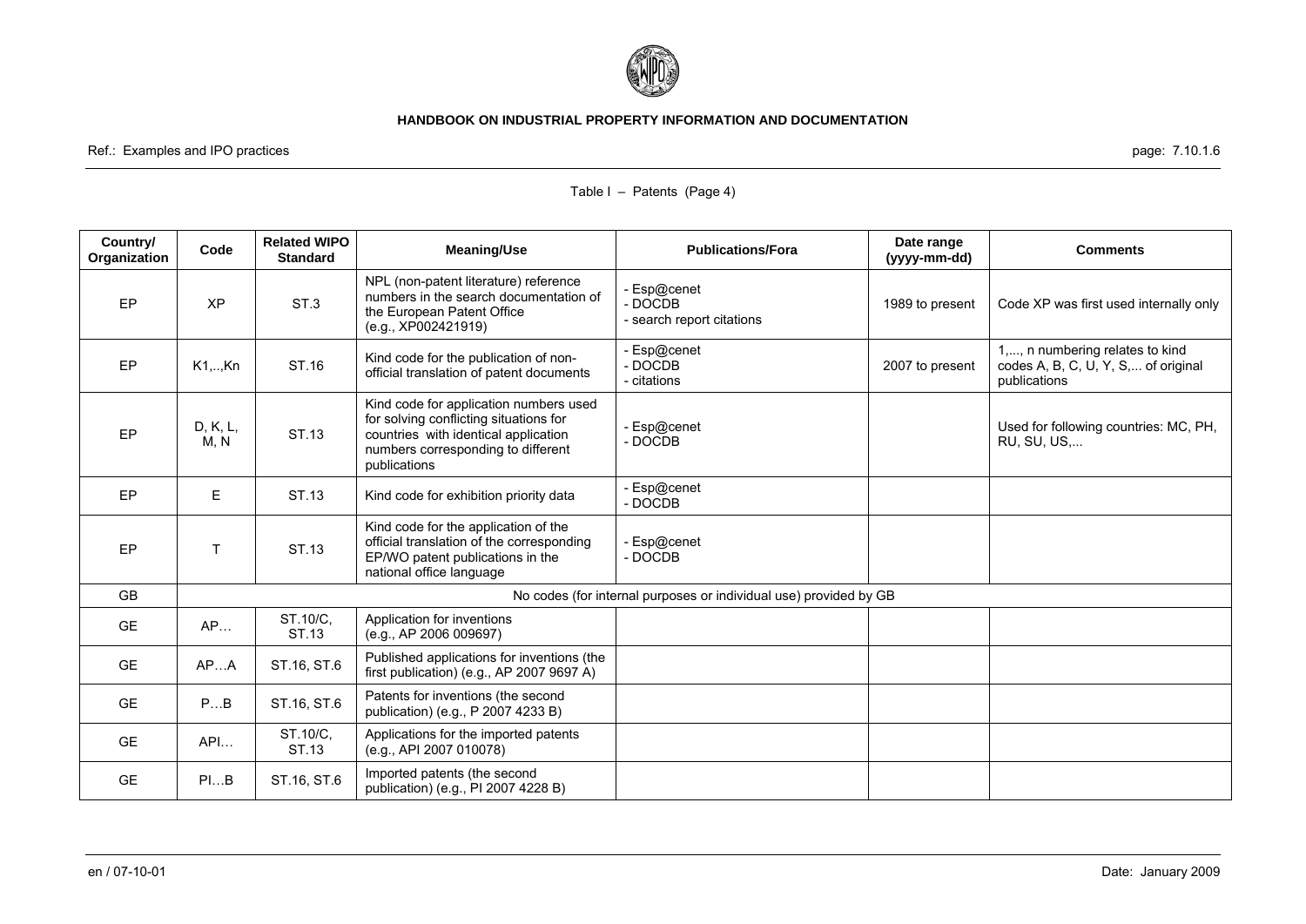Table I – Patents (Page 4)

| Country/ Organization | Code | Related WIPO Standard | Meaning/Use | Publications/Fora | Date range (yyyy-mm-dd) | Comments |
|---|---|---|---|---|---|---|
| EP | XP | ST.3 | NPL (non-patent literature) reference numbers in the search documentation of the European Patent Office (e.g., XP002421919) | - Esp@cenet<br>- DOCDB<br>- search report citations | 1989 to present | Code XP was first used internally only |
| EP | K1,..,Kn | ST.16 | Kind code for the publication of non-official translation of patent documents | - Esp@cenet<br>- DOCDB<br>- citations | 2007 to present | 1,..., n numbering relates to kind codes A, B, C, U, Y, S,... of original publications |
| EP | D, K, L, M, N | ST.13 | Kind code for application numbers used for solving conflicting situations for countries with identical application numbers corresponding to different publications | - Esp@cenet<br>- DOCDB | | Used for following countries: MC, PH, RU, SU, US,... |
| EP | E | ST.13 | Kind code for exhibition priority data | - Esp@cenet<br>- DOCDB | | |
| EP | T | ST.13 | Kind code for the application of the official translation of the corresponding EP/WO patent publications in the national office language | - Esp@cenet<br>- DOCDB | | |
| GB | No codes (for internal purposes or individual use) provided by GB | | | | | |
| GE | AP… | ST.10/C, ST.13 | Application for inventions (e.g., AP 2006 009697) | | | |
| GE | AP…A | ST.16, ST.6 | Published applications for inventions (the first publication) (e.g., AP 2007 9697 A) | | | |
| GE | P…B | ST.16, ST.6 | Patents for inventions (the second publication) (e.g., P 2007 4233 B) | | | |
| GE | API… | ST.10/C, ST.13 | Applications for the imported patents (e.g., API 2007 010078) | | | |
| GE | PI…B | ST.16, ST.6 | Imported patents (the second publication) (e.g., PI 2007 4228 B) | | | |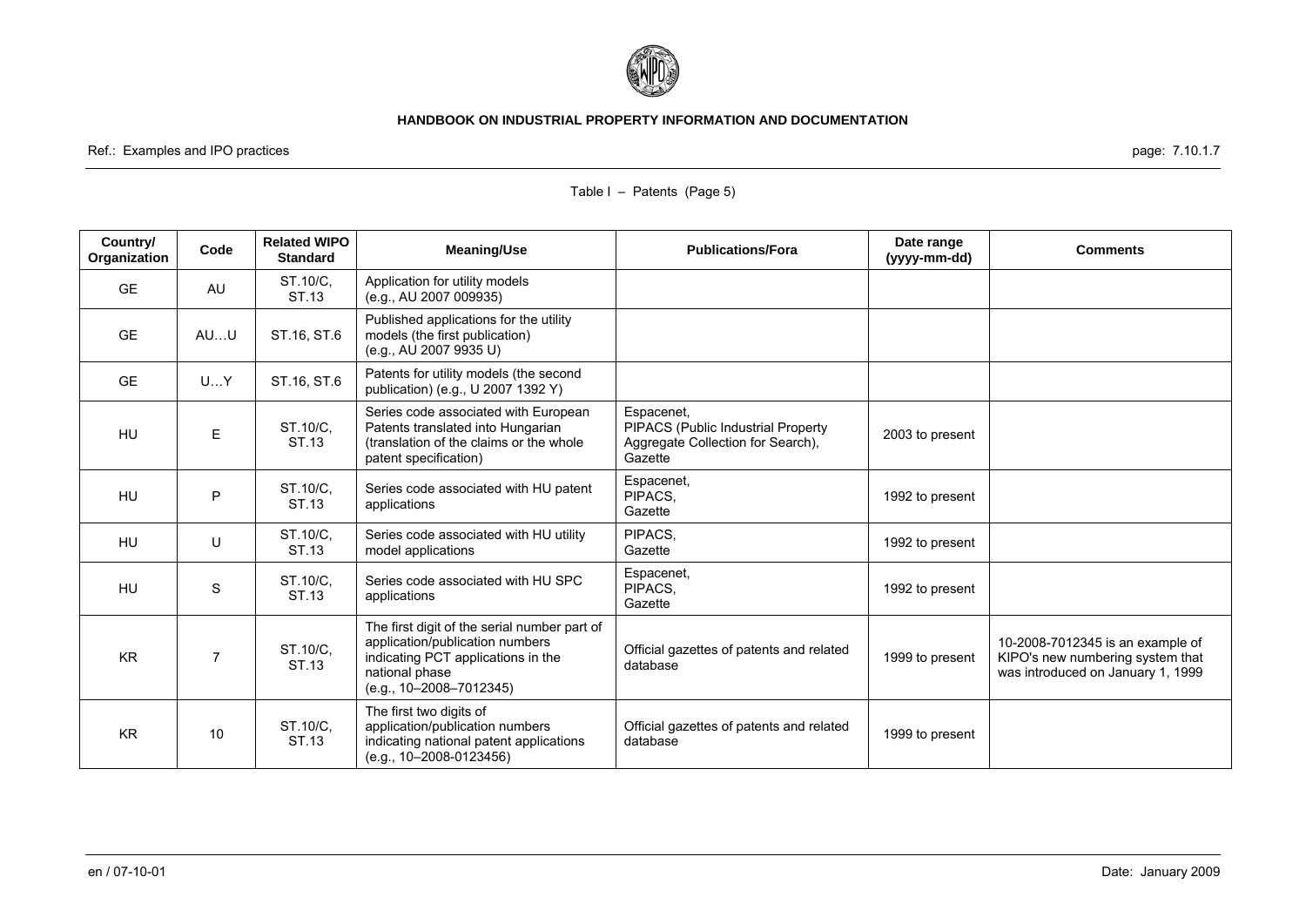Table I – Patents (Page 5)

| Country/ Organization | Code | Related WIPO Standard | Meaning/Use | Publications/Fora | Date range (yyyy-mm-dd) | Comments |
|---|---|---|---|---|---|---|
| GE | AU | ST.10/C, ST.13 | Application for utility models (e.g., AU 2007 009935) | | | |
| GE | AU…U | ST.16, ST.6 | Published applications for the utility models (the first publication) (e.g., AU 2007 9935 U) | | | |
| GE | U…Y | ST.16, ST.6 | Patents for utility models (the second publication) (e.g., U 2007 1392 Y) | | | |
| HU | E | ST.10/C, ST.13 | Series code associated with European Patents translated into Hungarian (translation of the claims or the whole patent specification) | Espacenet, PIPACS (Public Industrial Property Aggregate Collection for Search), Gazette | 2003 to present | |
| HU | P | ST.10/C, ST.13 | Series code associated with HU patent applications | Espacenet, PIPACS, Gazette | 1992 to present | |
| HU | U | ST.10/C, ST.13 | Series code associated with HU utility model applications | PIPACS, Gazette | 1992 to present | |
| HU | S | ST.10/C, ST.13 | Series code associated with HU SPC applications | Espacenet, PIPACS, Gazette | 1992 to present | |
| KR | 7 | ST.10/C, ST.13 | The first digit of the serial number part of application/publication numbers indicating PCT applications in the national phase (e.g., 10–2008–7012345) | Official gazettes of patents and related database | 1999 to present | 10-2008-7012345 is an example of KIPO's new numbering system that was introduced on January 1, 1999 |
| KR | 10 | ST.10/C, ST.13 | The first two digits of application/publication numbers indicating national patent applications (e.g., 10–2008-0123456) | Official gazettes of patents and related database | 1999 to present | |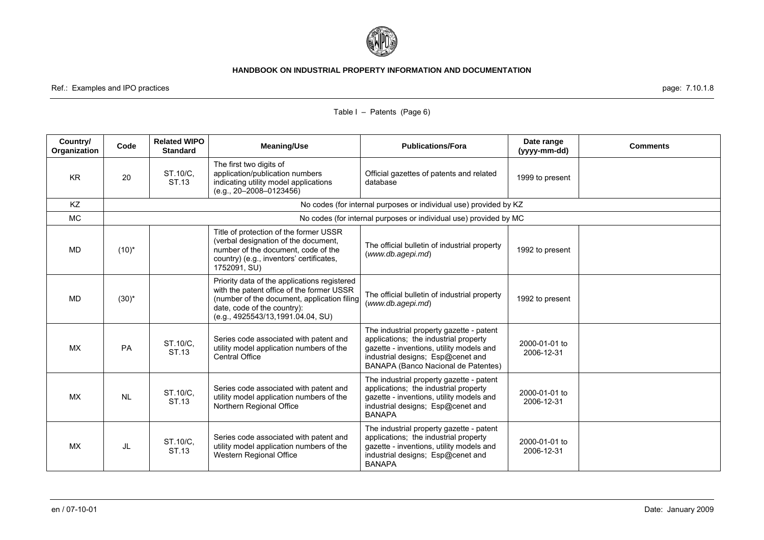Table I – Patents (Page 6)

| Country/ Organization | Code | Related WIPO Standard | Meaning/Use | Publications/Fora | Date range (yyyy-mm-dd) | Comments |
|---|---|---|---|---|---|---|
| KR | 20 | ST.10/C, ST.13 | The first two digits of application/publication numbers indicating utility model applications (e.g., 20–2008–0123456) | Official gazettes of patents and related database | 1999 to present | |
| KZ | No codes (for internal purposes or individual use) provided by KZ | | | | | |
| MC | No codes (for internal purposes or individual use) provided by MC | | | | | |
| MD | (10)* | | Title of protection of the former USSR (verbal designation of the document, number of the document, code of the country) (e.g., inventors' certificates, 1752091, SU) | The official bulletin of industrial property (*www.db.agepi.md*) | 1992 to present | |
| MD | (30)* | | Priority data of the applications registered with the patent office of the former USSR (number of the document, application filing date, code of the country): (e.g., 4925543/13,1991.04.04, SU) | The official bulletin of industrial property (*www.db.agepi.md*) | 1992 to present | |
| MX | PA | ST.10/C, ST.13 | Series code associated with patent and utility model application numbers of the Central Office | The industrial property gazette - patent applications; the industrial property gazette - inventions, utility models and industrial designs; Esp@cenet and BANAPA (Banco Nacional de Patentes) | 2000-01-01 to 2006-12-31 | |
| MX | NL | ST.10/C, ST.13 | Series code associated with patent and utility model application numbers of the Northern Regional Office | The industrial property gazette - patent applications; the industrial property gazette - inventions, utility models and industrial designs; Esp@cenet and BANAPA | 2000-01-01 to 2006-12-31 | |
| MX | JL | ST.10/C, ST.13 | Series code associated with patent and utility model application numbers of the Western Regional Office | The industrial property gazette - patent applications; the industrial property gazette - inventions, utility models and industrial designs; Esp@cenet and BANAPA | 2000-01-01 to 2006-12-31 | |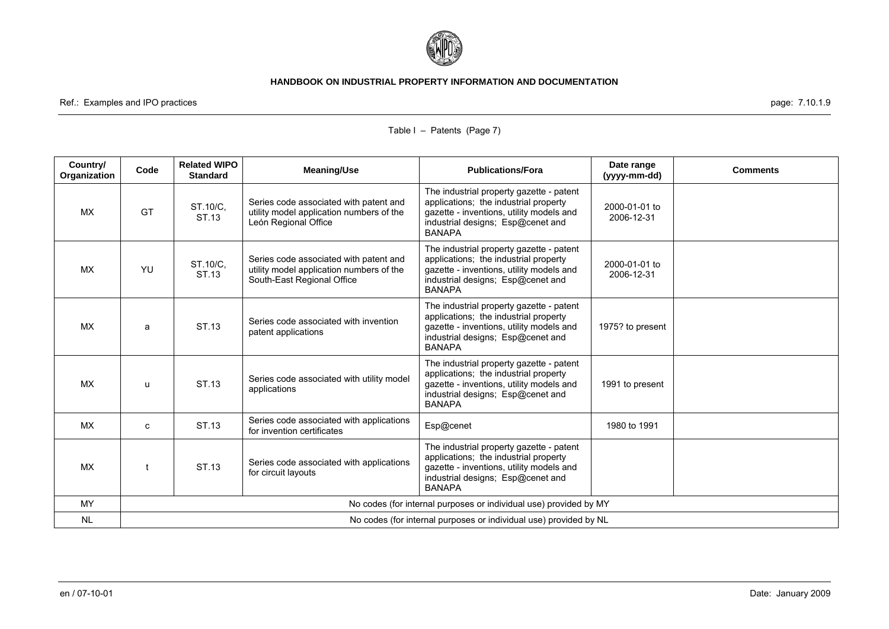Table I – Patents (Page 7)

| Country/ Organization | Code | Related WIPO Standard | Meaning/Use | Publications/Fora | Date range (yyyy-mm-dd) | Comments |
|---|---|---|---|---|---|---|
| MX | GT | ST.10/C, ST.13 | Series code associated with patent and utility model application numbers of the León Regional Office | The industrial property gazette - patent applications; the industrial property gazette - inventions, utility models and industrial designs; Esp@cenet and BANAPA | 2000-01-01 to 2006-12-31 | |
| MX | YU | ST.10/C, ST.13 | Series code associated with patent and utility model application numbers of the South-East Regional Office | The industrial property gazette - patent applications; the industrial property gazette - inventions, utility models and industrial designs; Esp@cenet and BANAPA | 2000-01-01 to 2006-12-31 | |
| MX | a | ST.13 | Series code associated with invention patent applications | The industrial property gazette - patent applications; the industrial property gazette - inventions, utility models and industrial designs; Esp@cenet and BANAPA | 1975? to present | |
| MX | u | ST.13 | Series code associated with utility model applications | The industrial property gazette - patent applications; the industrial property gazette - inventions, utility models and industrial designs; Esp@cenet and BANAPA | 1991 to present | |
| MX | c | ST.13 | Series code associated with applications for invention certificates | Esp@cenet | 1980 to 1991 | |
| MX | t | ST.13 | Series code associated with applications for circuit layouts | The industrial property gazette - patent applications; the industrial property gazette - inventions, utility models and industrial designs; Esp@cenet and BANAPA | | |
| MY | No codes (for internal purposes or individual use) provided by MY | | | | | |
| NL | No codes (for internal purposes or individual use) provided by NL | | | | | |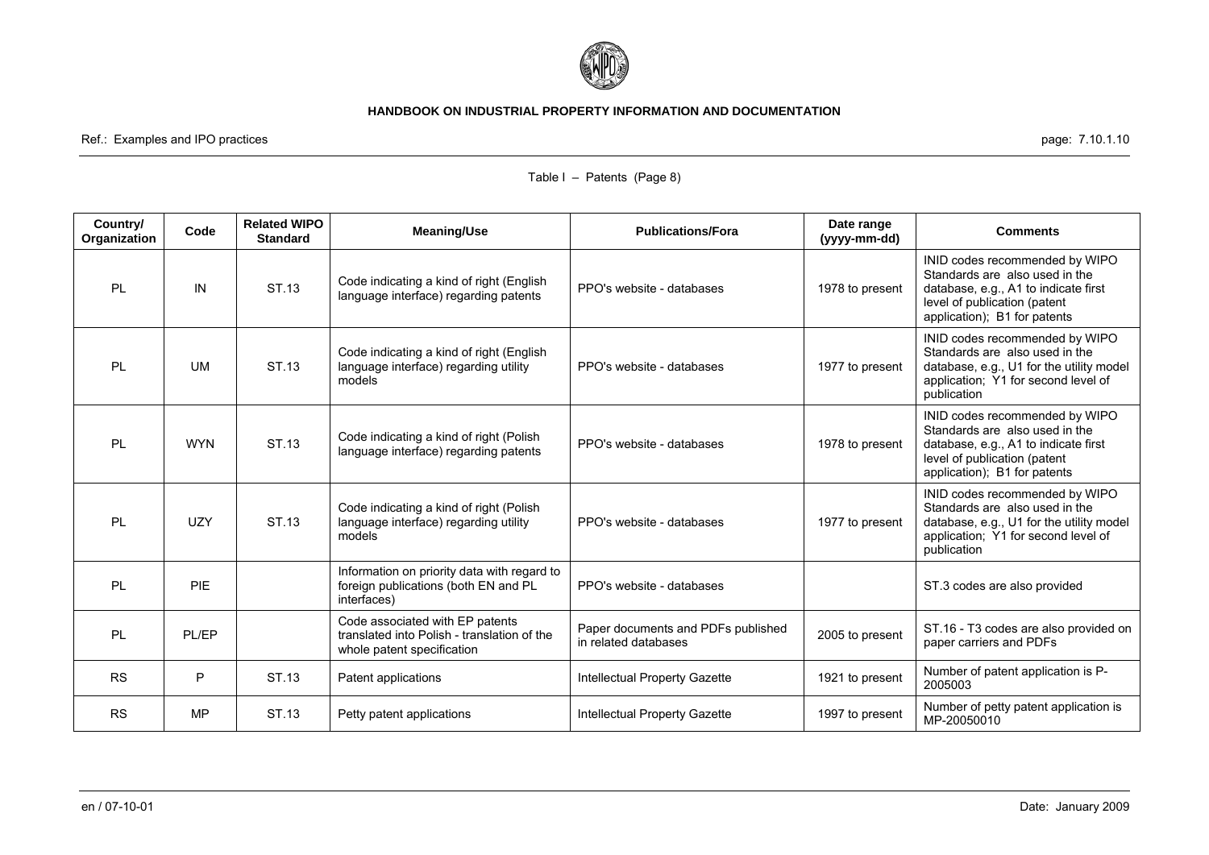Table I – Patents (Page 8)

| Country/ Organization | Code | Related WIPO Standard | Meaning/Use | Publications/Fora | Date range (yyyy-mm-dd) | Comments |
|---|---|---|---|---|---|---|
| PL | IN | ST.13 | Code indicating a kind of right (English language interface) regarding patents | PPO's website - databases | 1978 to present | INID codes recommended by WIPO Standards are also used in the database, e.g., A1 to indicate first level of publication (patent application); B1 for patents |
| PL | UM | ST.13 | Code indicating a kind of right (English language interface) regarding utility models | PPO's website - databases | 1977 to present | INID codes recommended by WIPO Standards are also used in the database, e.g., U1 for the utility model application; Y1 for second level of publication |
| PL | WYN | ST.13 | Code indicating a kind of right (Polish language interface) regarding patents | PPO's website - databases | 1978 to present | INID codes recommended by WIPO Standards are also used in the database, e.g., A1 to indicate first level of publication (patent application); B1 for patents |
| PL | UZY | ST.13 | Code indicating a kind of right (Polish language interface) regarding utility models | PPO's website - databases | 1977 to present | INID codes recommended by WIPO Standards are also used in the database, e.g., U1 for the utility model application; Y1 for second level of publication |
| PL | PIE | | Information on priority data with regard to foreign publications (both EN and PL interfaces) | PPO's website - databases | | ST.3 codes are also provided |
| PL | PL/EP | | Code associated with EP patents translated into Polish - translation of the whole patent specification | Paper documents and PDFs published in related databases | 2005 to present | ST.16 - T3 codes are also provided on paper carriers and PDFs |
| RS | P | ST.13 | Patent applications | Intellectual Property Gazette | 1921 to present | Number of patent application is P-2005003 |
| RS | MP | ST.13 | Petty patent applications | Intellectual Property Gazette | 1997 to present | Number of petty patent application is MP-20050010 |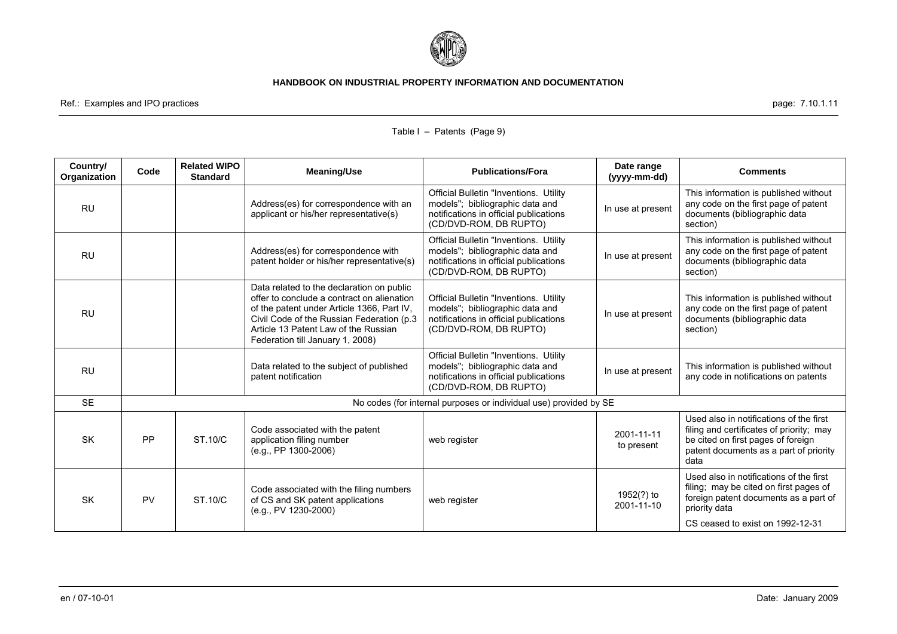Table I – Patents (Page 9)

| Country/ Organization | Code | Related WIPO Standard | Meaning/Use | Publications/Fora | Date range (yyyy-mm-dd) | Comments |
|---|---|---|---|---|---|---|
| RU | | | Address(es) for correspondence with an applicant or his/her representative(s) | Official Bulletin "Inventions. Utility models"; bibliographic data and notifications in official publications (CD/DVD-ROM, DB RUPTO) | In use at present | This information is published without any code on the first page of patent documents (bibliographic data section) |
| RU | | | Address(es) for correspondence with patent holder or his/her representative(s) | Official Bulletin "Inventions. Utility models"; bibliographic data and notifications in official publications (CD/DVD-ROM, DB RUPTO) | In use at present | This information is published without any code on the first page of patent documents (bibliographic data section) |
| RU | | | Data related to the declaration on public offer to conclude a contract on alienation of the patent under Article 1366, Part IV, Civil Code of the Russian Federation (p.3 Article 13 Patent Law of the Russian Federation till January 1, 2008) | Official Bulletin "Inventions. Utility models"; bibliographic data and notifications in official publications (CD/DVD-ROM, DB RUPTO) | In use at present | This information is published without any code on the first page of patent documents (bibliographic data section) |
| RU | | | Data related to the subject of published patent notification | Official Bulletin "Inventions. Utility models"; bibliographic data and notifications in official publications (CD/DVD-ROM, DB RUPTO) | In use at present | This information is published without any code in notifications on patents |
| SE | No codes (for internal purposes or individual use) provided by SE | | | | | |
| SK | PP | ST.10/C | Code associated with the patent application filing number (e.g., PP 1300-2006) | web register | 2001-11-11 to present | Used also in notifications of the first filing and certificates of priority; may be cited on first pages of foreign patent documents as a part of priority data |
| SK | PV | ST.10/C | Code associated with the filing numbers of CS and SK patent applications (e.g., PV 1230-2000) | web register | 1952(?) to 2001-11-10 | Used also in notifications of the first filing; may be cited on first pages of foreign patent documents as a part of priority data<br>CS ceased to exist on 1992-12-31 |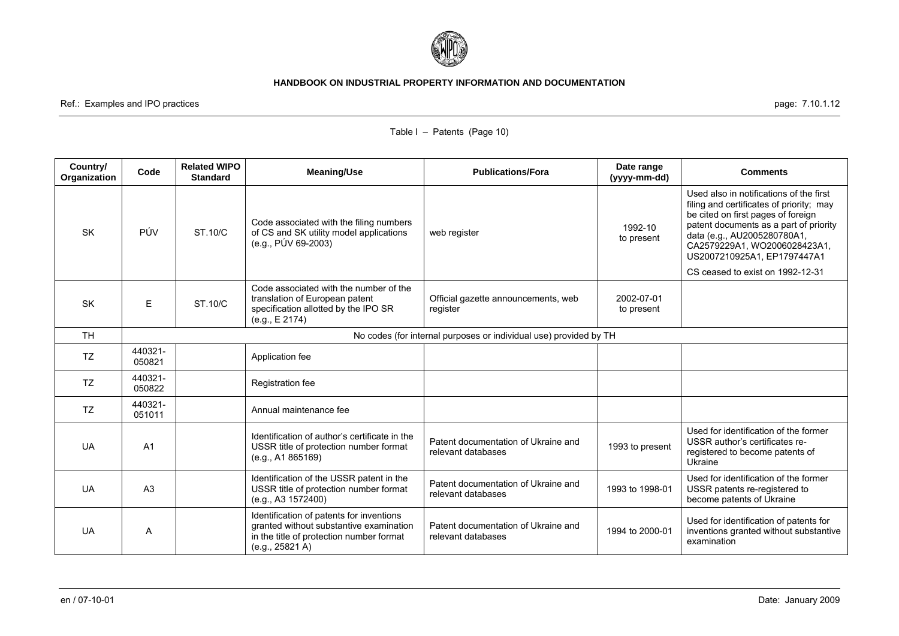Table I – Patents (Page 10)

| Country/ Organization | Code | Related WIPO Standard | Meaning/Use | Publications/Fora | Date range (yyyy-mm-dd) | Comments |
|---|---|---|---|---|---|---|
| SK | PÚV | ST.10/C | Code associated with the filing numbers of CS and SK utility model applications (e.g., PÚV 69-2003) | web register | 1992-10 to present | Used also in notifications of the first filing and certificates of priority; may be cited on first pages of foreign patent documents as a part of priority data (e.g., AU2005280780A1, CA2579229A1, WO2006028423A1, US2007210925A1, EP1797447A1 CS ceased to exist on 1992-12-31 |
| SK | E | ST.10/C | Code associated with the number of the translation of European patent specification allotted by the IPO SR (e.g., E 2174) | Official gazette announcements, web register | 2002-07-01 to present | |
| TH | No codes (for internal purposes or individual use) provided by TH | | | | | |
| TZ | 440321-050821 | | Application fee | | | |
| TZ | 440321-050822 | | Registration fee | | | |
| TZ | 440321-051011 | | Annual maintenance fee | | | |
| UA | A1 | | Identification of author's certificate in the USSR title of protection number format (e.g., A1 865169) | Patent documentation of Ukraine and relevant databases | 1993 to present | Used for identification of the former USSR author's certificates re-registered to become patents of Ukraine |
| UA | A3 | | Identification of the USSR patent in the USSR title of protection number format (e.g., A3 1572400) | Patent documentation of Ukraine and relevant databases | 1993 to 1998-01 | Used for identification of the former USSR patents re-registered to become patents of Ukraine |
| UA | A | | Identification of patents for inventions granted without substantive examination in the title of protection number format (e.g., 25821 A) | Patent documentation of Ukraine and relevant databases | 1994 to 2000-01 | Used for identification of patents for inventions granted without substantive examination |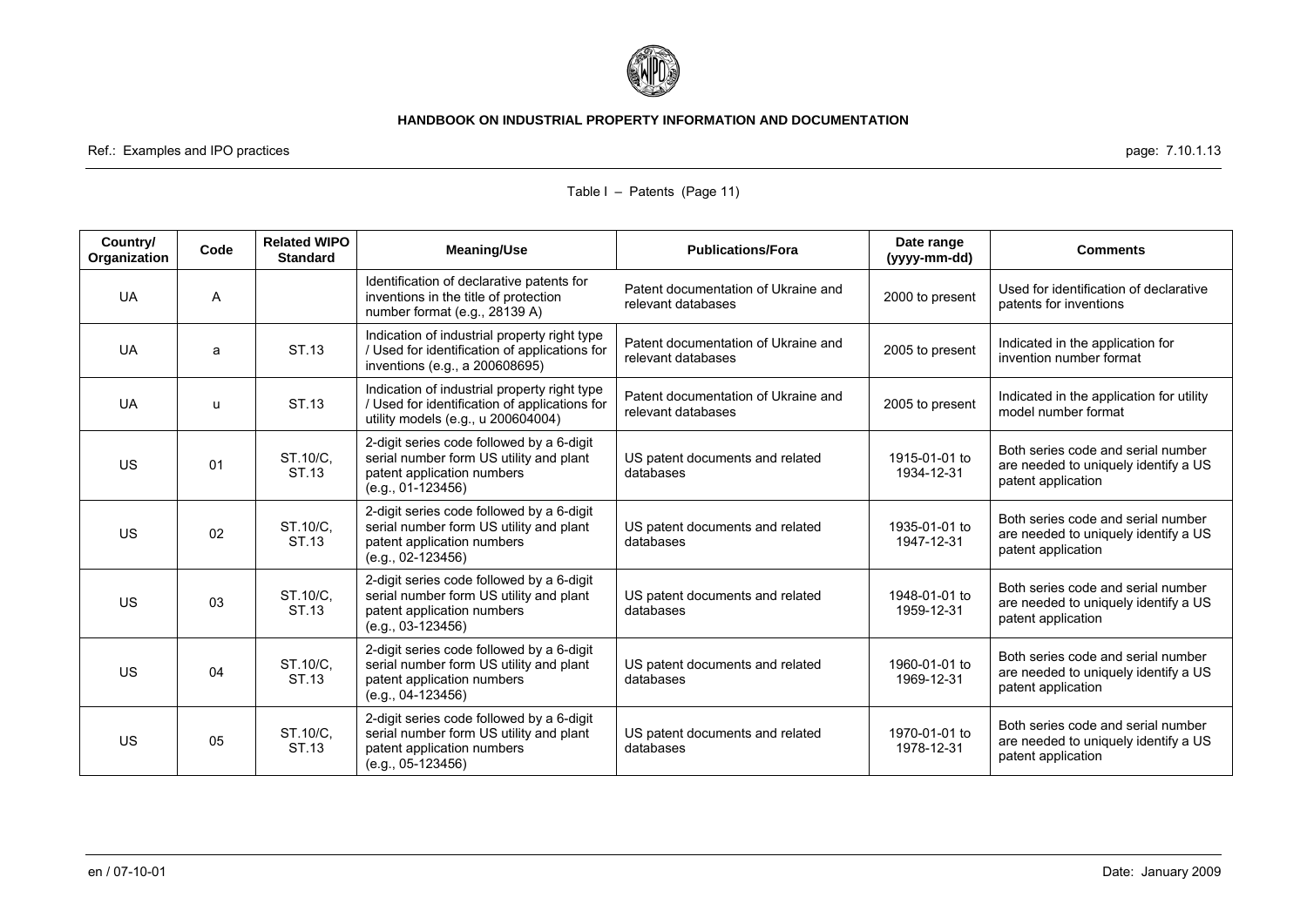Table I – Patents (Page 11)

| Country/ Organization | Code | Related WIPO Standard | Meaning/Use | Publications/Fora | Date range (yyyy-mm-dd) | Comments |
|---|---|---|---|---|---|---|
| UA | A | | Identification of declarative patents for inventions in the title of protection number format (e.g., 28139 A) | Patent documentation of Ukraine and relevant databases | 2000 to present | Used for identification of declarative patents for inventions |
| UA | a | ST.13 | Indication of industrial property right type / Used for identification of applications for inventions (e.g., a 200608695) | Patent documentation of Ukraine and relevant databases | 2005 to present | Indicated in the application for invention number format |
| UA | u | ST.13 | Indication of industrial property right type / Used for identification of applications for utility models (e.g., u 200604004) | Patent documentation of Ukraine and relevant databases | 2005 to present | Indicated in the application for utility model number format |
| US | 01 | ST.10/C, ST.13 | 2-digit series code followed by a 6-digit serial number form US utility and plant patent application numbers (e.g., 01-123456) | US patent documents and related databases | 1915-01-01 to 1934-12-31 | Both series code and serial number are needed to uniquely identify a US patent application |
| US | 02 | ST.10/C, ST.13 | 2-digit series code followed by a 6-digit serial number form US utility and plant patent application numbers (e.g., 02-123456) | US patent documents and related databases | 1935-01-01 to 1947-12-31 | Both series code and serial number are needed to uniquely identify a US patent application |
| US | 03 | ST.10/C, ST.13 | 2-digit series code followed by a 6-digit serial number form US utility and plant patent application numbers (e.g., 03-123456) | US patent documents and related databases | 1948-01-01 to 1959-12-31 | Both series code and serial number are needed to uniquely identify a US patent application |
| US | 04 | ST.10/C, ST.13 | 2-digit series code followed by a 6-digit serial number form US utility and plant patent application numbers (e.g., 04-123456) | US patent documents and related databases | 1960-01-01 to 1969-12-31 | Both series code and serial number are needed to uniquely identify a US patent application |
| US | 05 | ST.10/C, ST.13 | 2-digit series code followed by a 6-digit serial number form US utility and plant patent application numbers (e.g., 05-123456) | US patent documents and related databases | 1970-01-01 to 1978-12-31 | Both series code and serial number are needed to uniquely identify a US patent application |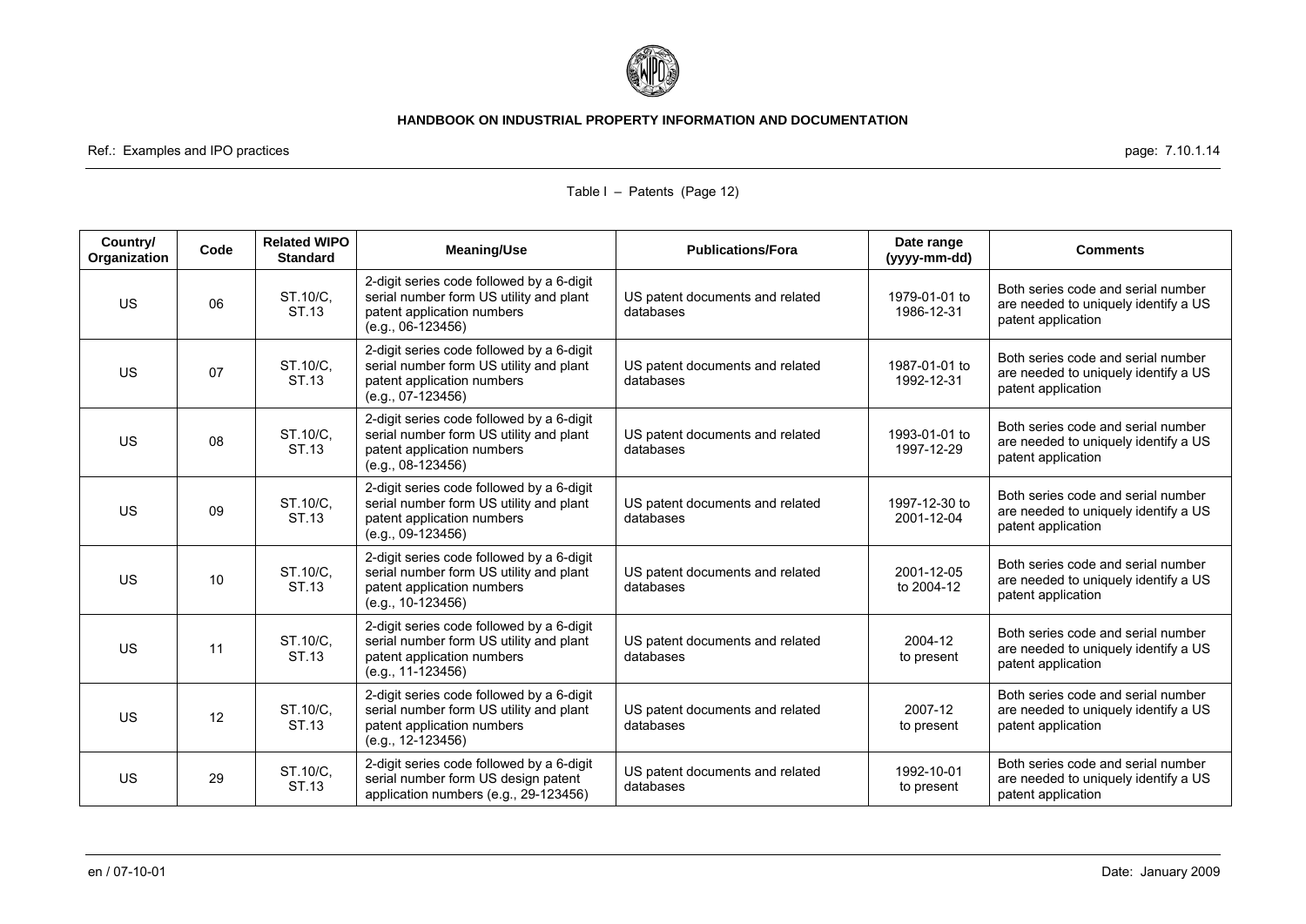Table I – Patents (Page 12)

| Country/ Organization | Code | Related WIPO Standard | Meaning/Use | Publications/Fora | Date range (yyyy-mm-dd) | Comments |
|---|---|---|---|---|---|---|
| US | 06 | ST.10/C, ST.13 | 2-digit series code followed by a 6-digit serial number form US utility and plant patent application numbers (e.g., 06-123456) | US patent documents and related databases | 1979-01-01 to 1986-12-31 | Both series code and serial number are needed to uniquely identify a US patent application |
| US | 07 | ST.10/C, ST.13 | 2-digit series code followed by a 6-digit serial number form US utility and plant patent application numbers (e.g., 07-123456) | US patent documents and related databases | 1987-01-01 to 1992-12-31 | Both series code and serial number are needed to uniquely identify a US patent application |
| US | 08 | ST.10/C, ST.13 | 2-digit series code followed by a 6-digit serial number form US utility and plant patent application numbers (e.g., 08-123456) | US patent documents and related databases | 1993-01-01 to 1997-12-29 | Both series code and serial number are needed to uniquely identify a US patent application |
| US | 09 | ST.10/C, ST.13 | 2-digit series code followed by a 6-digit serial number form US utility and plant patent application numbers (e.g., 09-123456) | US patent documents and related databases | 1997-12-30 to 2001-12-04 | Both series code and serial number are needed to uniquely identify a US patent application |
| US | 10 | ST.10/C, ST.13 | 2-digit series code followed by a 6-digit serial number form US utility and plant patent application numbers (e.g., 10-123456) | US patent documents and related databases | 2001-12-05 to 2004-12 | Both series code and serial number are needed to uniquely identify a US patent application |
| US | 11 | ST.10/C, ST.13 | 2-digit series code followed by a 6-digit serial number form US utility and plant patent application numbers (e.g., 11-123456) | US patent documents and related databases | 2004-12 to present | Both series code and serial number are needed to uniquely identify a US patent application |
| US | 12 | ST.10/C, ST.13 | 2-digit series code followed by a 6-digit serial number form US utility and plant patent application numbers (e.g., 12-123456) | US patent documents and related databases | 2007-12 to present | Both series code and serial number are needed to uniquely identify a US patent application |
| US | 29 | ST.10/C, ST.13 | 2-digit series code followed by a 6-digit serial number form US design patent application numbers (e.g., 29-123456) | US patent documents and related databases | 1992-10-01 to present | Both series code and serial number are needed to uniquely identify a US patent application |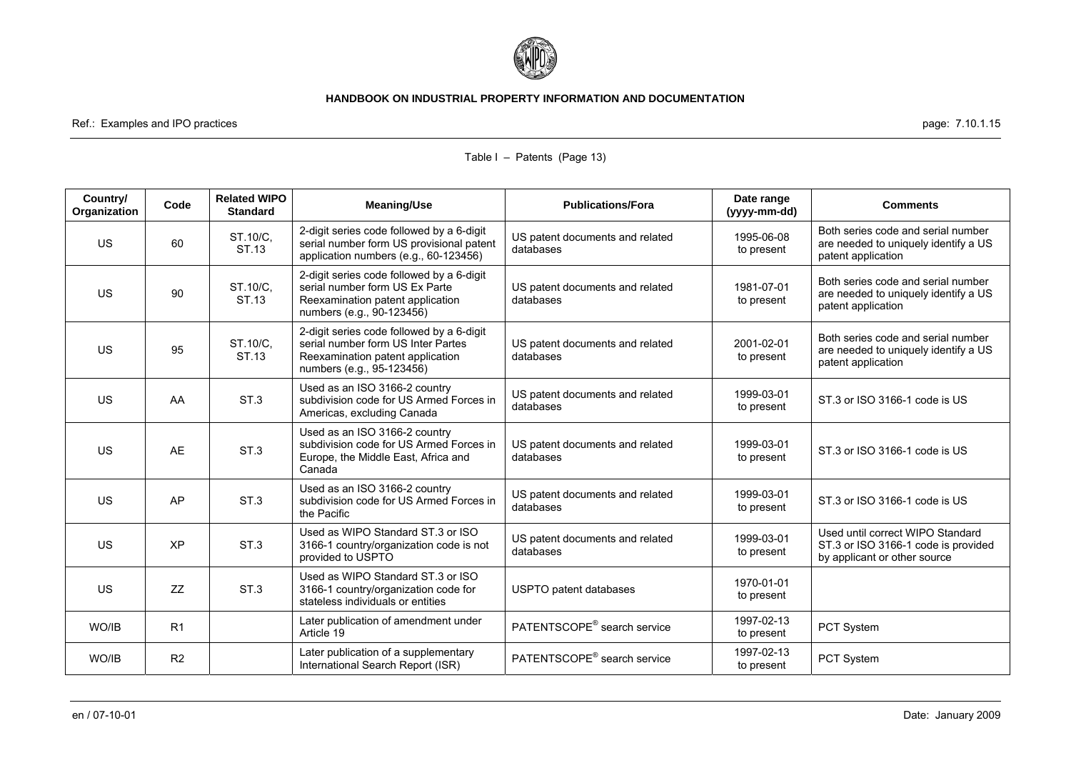Table I – Patents (Page 13)

| Country/ Organization | Code | Related WIPO Standard | Meaning/Use | Publications/Fora | Date range (yyyy-mm-dd) | Comments |
|---|---|---|---|---|---|---|
| US | 60 | ST.10/C, ST.13 | 2-digit series code followed by a 6-digit serial number form US provisional patent application numbers (e.g., 60-123456) | US patent documents and related databases | 1995-06-08 to present | Both series code and serial number are needed to uniquely identify a US patent application |
| US | 90 | ST.10/C, ST.13 | 2-digit series code followed by a 6-digit serial number form US Ex Parte Reexamination patent application numbers (e.g., 90-123456) | US patent documents and related databases | 1981-07-01 to present | Both series code and serial number are needed to uniquely identify a US patent application |
| US | 95 | ST.10/C, ST.13 | 2-digit series code followed by a 6-digit serial number form US Inter Partes Reexamination patent application numbers (e.g., 95-123456) | US patent documents and related databases | 2001-02-01 to present | Both series code and serial number are needed to uniquely identify a US patent application |
| US | AA | ST.3 | Used as an ISO 3166-2 country subdivision code for US Armed Forces in Americas, excluding Canada | US patent documents and related databases | 1999-03-01 to present | ST.3 or ISO 3166-1 code is US |
| US | AE | ST.3 | Used as an ISO 3166-2 country subdivision code for US Armed Forces in Europe, the Middle East, Africa and Canada | US patent documents and related databases | 1999-03-01 to present | ST.3 or ISO 3166-1 code is US |
| US | AP | ST.3 | Used as an ISO 3166-2 country subdivision code for US Armed Forces in the Pacific | US patent documents and related databases | 1999-03-01 to present | ST.3 or ISO 3166-1 code is US |
| US | XP | ST.3 | Used as WIPO Standard ST.3 or ISO 3166-1 country/organization code is not provided to USPTO | US patent documents and related databases | 1999-03-01 to present | Used until correct WIPO Standard ST.3 or ISO 3166-1 code is provided by applicant or other source |
| US | ZZ | ST.3 | Used as WIPO Standard ST.3 or ISO 3166-1 country/organization code for stateless individuals or entities | USPTO patent databases | 1970-01-01 to present | |
| WO/IB | R1 | | Later publication of amendment under Article 19 | PATENTSCOPE® search service | 1997-02-13 to present | PCT System |
| WO/IB | R2 | | Later publication of a supplementary International Search Report (ISR) | PATENTSCOPE® search service | 1997-02-13 to present | PCT System |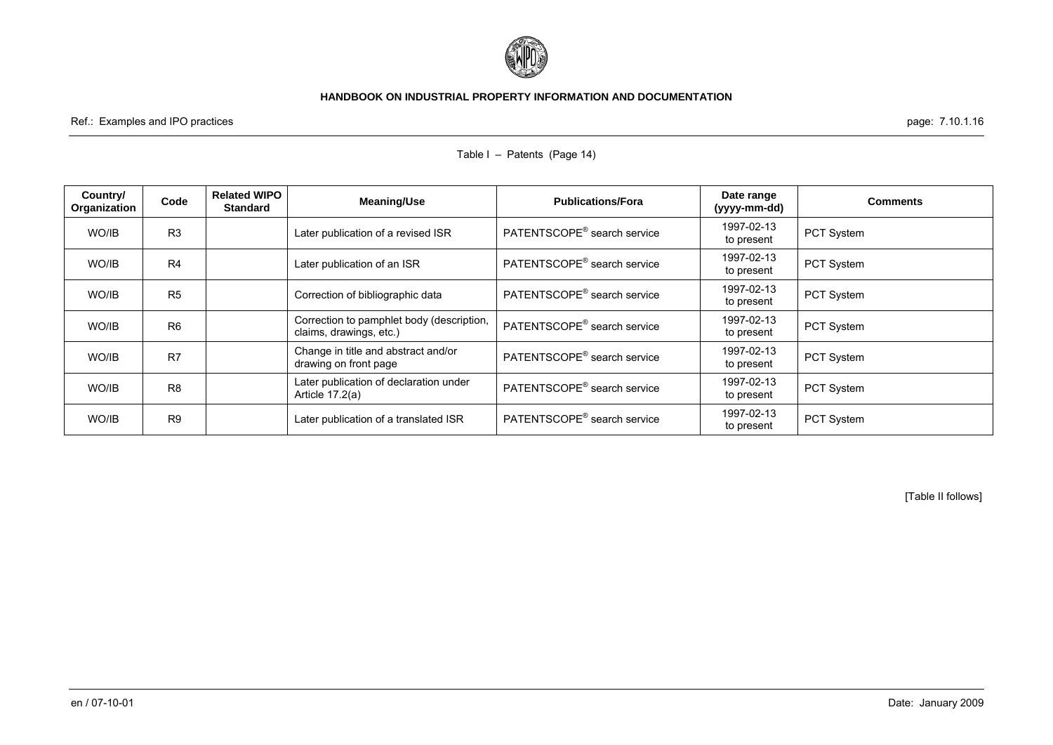Table I – Patents (Page 14)

| Country/ Organization | Code | Related WIPO Standard | Meaning/Use | Publications/Fora | Date range (yyyy-mm-dd) | Comments |
|---|---|---|---|---|---|---|
| WO/IB | R3 | | Later publication of a revised ISR | PATENTSCOPE® search service | 1997-02-13 to present | PCT System |
| WO/IB | R4 | | Later publication of an ISR | PATENTSCOPE® search service | 1997-02-13 to present | PCT System |
| WO/IB | R5 | | Correction of bibliographic data | PATENTSCOPE® search service | 1997-02-13 to present | PCT System |
| WO/IB | R6 | | Correction to pamphlet body (description, claims, drawings, etc.) | PATENTSCOPE® search service | 1997-02-13 to present | PCT System |
| WO/IB | R7 | | Change in title and abstract and/or drawing on front page | PATENTSCOPE® search service | 1997-02-13 to present | PCT System |
| WO/IB | R8 | | Later publication of declaration under Article 17.2(a) | PATENTSCOPE® search service | 1997-02-13 to present | PCT System |
| WO/IB | R9 | | Later publication of a translated ISR | PATENTSCOPE® search service | 1997-02-13 to present | PCT System |

[Table II follows]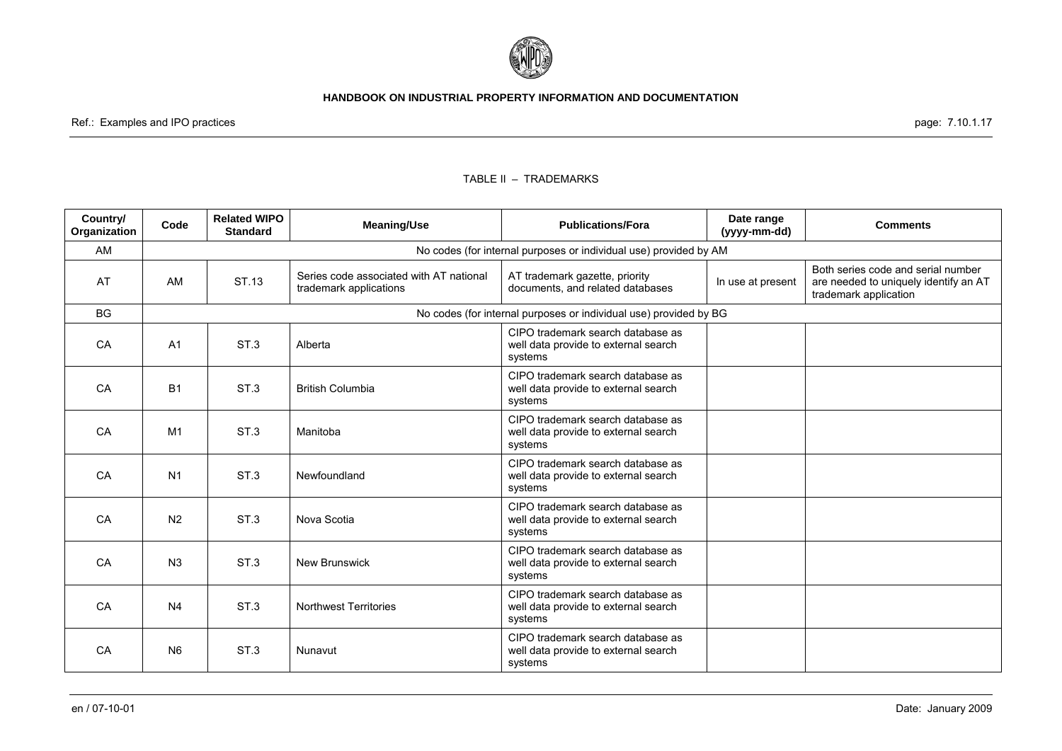TABLE II – TRADEMARKS

| Country/ Organization | Code | Related WIPO Standard | Meaning/Use | Publications/Fora | Date range (yyyy-mm-dd) | Comments |
|---|---|---|---|---|---|---|
| AM | No codes (for internal purposes or individual use) provided by AM | | | | | |
| AT | AM | ST.13 | Series code associated with AT national trademark applications | AT trademark gazette, priority documents, and related databases | In use at present | Both series code and serial number are needed to uniquely identify an AT trademark application |
| BG | No codes (for internal purposes or individual use) provided by BG | | | | | |
| CA | A1 | ST.3 | Alberta | CIPO trademark search database as well data provide to external search systems | | |
| CA | B1 | ST.3 | British Columbia | CIPO trademark search database as well data provide to external search systems | | |
| CA | M1 | ST.3 | Manitoba | CIPO trademark search database as well data provide to external search systems | | |
| CA | N1 | ST.3 | Newfoundland | CIPO trademark search database as well data provide to external search systems | | |
| CA | N2 | ST.3 | Nova Scotia | CIPO trademark search database as well data provide to external search systems | | |
| CA | N3 | ST.3 | New Brunswick | CIPO trademark search database as well data provide to external search systems | | |
| CA | N4 | ST.3 | Northwest Territories | CIPO trademark search database as well data provide to external search systems | | |
| CA | N6 | ST.3 | Nunavut | CIPO trademark search database as well data provide to external search systems | | |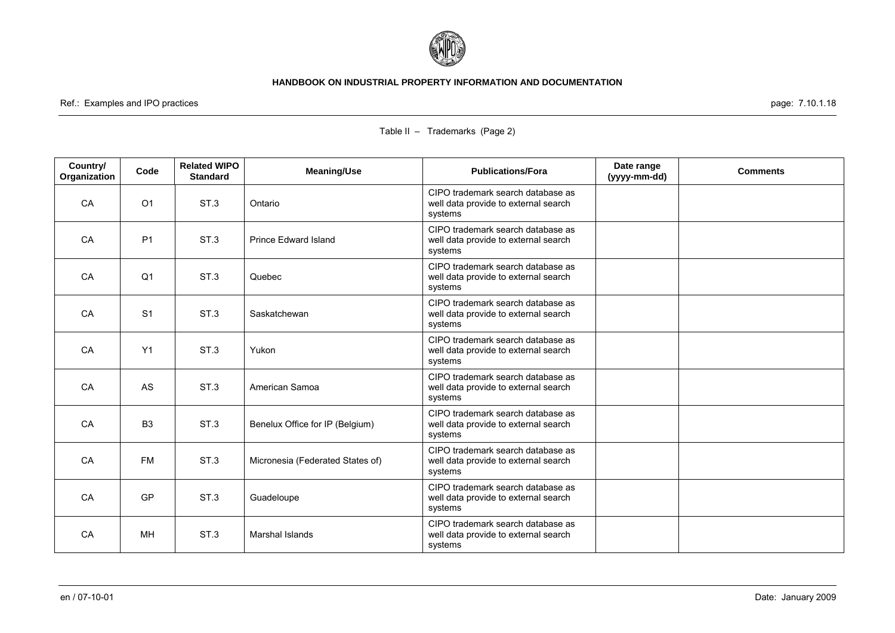Table II – Trademarks (Page 2)

| Country/ Organization | Code | Related WIPO Standard | Meaning/Use | Publications/Fora | Date range (yyyy-mm-dd) | Comments |
|---|---|---|---|---|---|---|
| CA | O1 | ST.3 | Ontario | CIPO trademark search database as well data provide to external search systems | | |
| CA | P1 | ST.3 | Prince Edward Island | CIPO trademark search database as well data provide to external search systems | | |
| CA | Q1 | ST.3 | Quebec | CIPO trademark search database as well data provide to external search systems | | |
| CA | S1 | ST.3 | Saskatchewan | CIPO trademark search database as well data provide to external search systems | | |
| CA | Y1 | ST.3 | Yukon | CIPO trademark search database as well data provide to external search systems | | |
| CA | AS | ST.3 | American Samoa | CIPO trademark search database as well data provide to external search systems | | |
| CA | B3 | ST.3 | Benelux Office for IP (Belgium) | CIPO trademark search database as well data provide to external search systems | | |
| CA | FM | ST.3 | Micronesia (Federated States of) | CIPO trademark search database as well data provide to external search systems | | |
| CA | GP | ST.3 | Guadeloupe | CIPO trademark search database as well data provide to external search systems | | |
| CA | MH | ST.3 | Marshal Islands | CIPO trademark search database as well data provide to external search systems | | |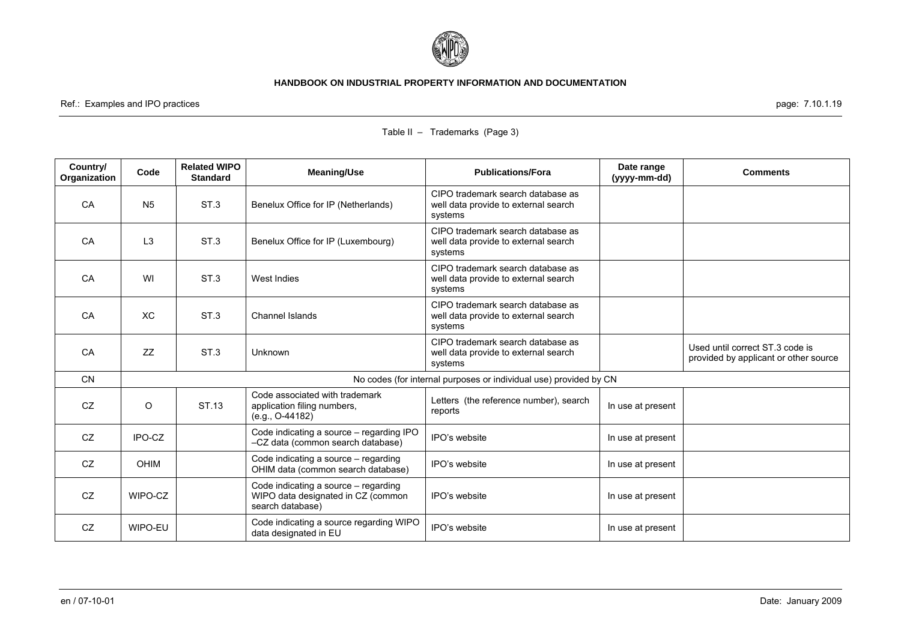Table II – Trademarks (Page 3)

| Country/ Organization | Code | Related WIPO Standard | Meaning/Use | Publications/Fora | Date range (yyyy-mm-dd) | Comments |
|---|---|---|---|---|---|---|
| CA | N5 | ST.3 | Benelux Office for IP (Netherlands) | CIPO trademark search database as well data provide to external search systems | | |
| CA | L3 | ST.3 | Benelux Office for IP (Luxembourg) | CIPO trademark search database as well data provide to external search systems | | |
| CA | WI | ST.3 | West Indies | CIPO trademark search database as well data provide to external search systems | | |
| CA | XC | ST.3 | Channel Islands | CIPO trademark search database as well data provide to external search systems | | |
| CA | ZZ | ST.3 | Unknown | CIPO trademark search database as well data provide to external search systems | | Used until correct ST.3 code is provided by applicant or other source |
| CN | No codes (for internal purposes or individual use) provided by CN | | | | | |
| CZ | O | ST.13 | Code associated with trademark application filing numbers, (e.g., O-44182) | Letters (the reference number), search reports | In use at present | |
| CZ | IPO-CZ | | Code indicating a source – regarding IPO –CZ data (common search database) | IPO's website | In use at present | |
| CZ | OHIM | | Code indicating a source – regarding OHIM data (common search database) | IPO's website | In use at present | |
| CZ | WIPO-CZ | | Code indicating a source – regarding WIPO data designated in CZ (common search database) | IPO's website | In use at present | |
| CZ | WIPO-EU | | Code indicating a source regarding WIPO data designated in EU | IPO's website | In use at present | |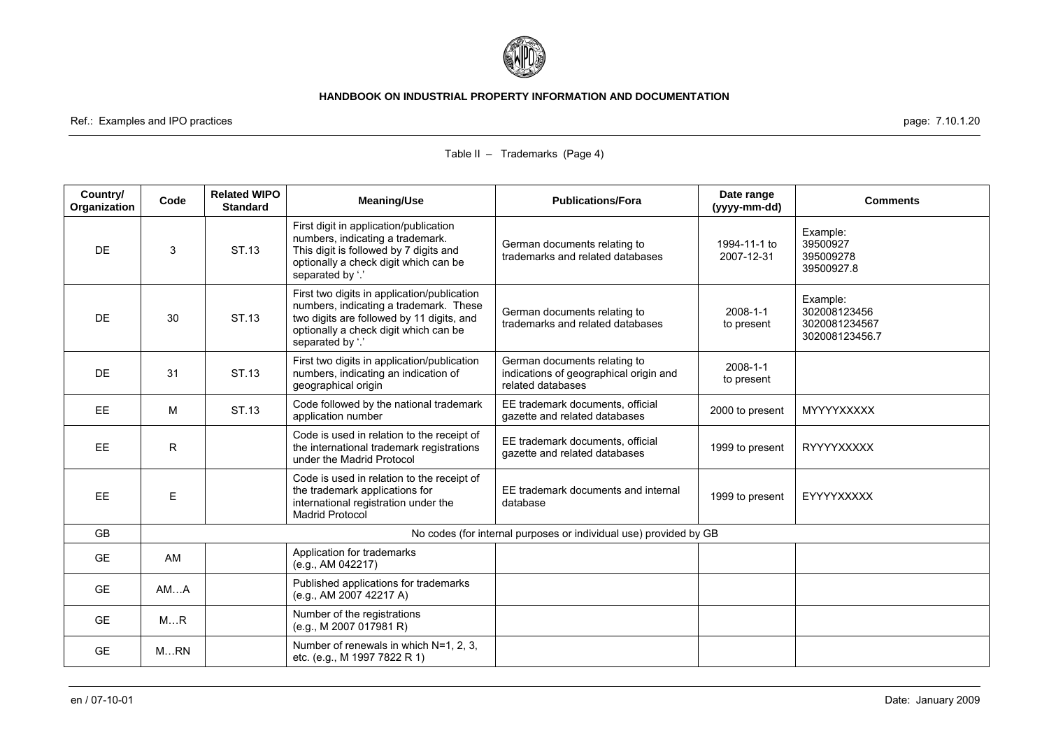Table II – Trademarks (Page 4)

| Country/ Organization | Code | Related WIPO Standard | Meaning/Use | Publications/Fora | Date range (yyyy-mm-dd) | Comments |
|---|---|---|---|---|---|---|
| DE | 3 | ST.13 | First digit in application/publication numbers, indicating a trademark. This digit is followed by 7 digits and optionally a check digit which can be separated by '.' | German documents relating to trademarks and related databases | 1994-11-1 to 2007-12-31 | Example: 39500927 395009278 39500927.8 |
| DE | 30 | ST.13 | First two digits in application/publication numbers, indicating a trademark. These two digits are followed by 11 digits, and optionally a check digit which can be separated by '.' | German documents relating to trademarks and related databases | 2008-1-1 to present | Example: 302008123456 3020081234567 302008123456.7 |
| DE | 31 | ST.13 | First two digits in application/publication numbers, indicating an indication of geographical origin | German documents relating to indications of geographical origin and related databases | 2008-1-1 to present | |
| EE | M | ST.13 | Code followed by the national trademark application number | EE trademark documents, official gazette and related databases | 2000 to present | MYYYYXXXXX |
| EE | R | | Code is used in relation to the receipt of the international trademark registrations under the Madrid Protocol | EE trademark documents, official gazette and related databases | 1999 to present | RYYYYXXXXX |
| EE | E | | Code is used in relation to the receipt of the trademark applications for international registration under the Madrid Protocol | EE trademark documents and internal database | 1999 to present | EYYYYXXXXX |
| GB | No codes (for internal purposes or individual use) provided by GB | | | | | |
| GE | AM | | Application for trademarks (e.g., AM 042217) | | | |
| GE | AM…A | | Published applications for trademarks (e.g., AM 2007 42217 A) | | | |
| GE | M…R | | Number of the registrations (e.g., M 2007 017981 R) | | | |
| GE | M…RN | | Number of renewals in which N=1, 2, 3, etc. (e.g., M 1997 7822 R 1) | | | |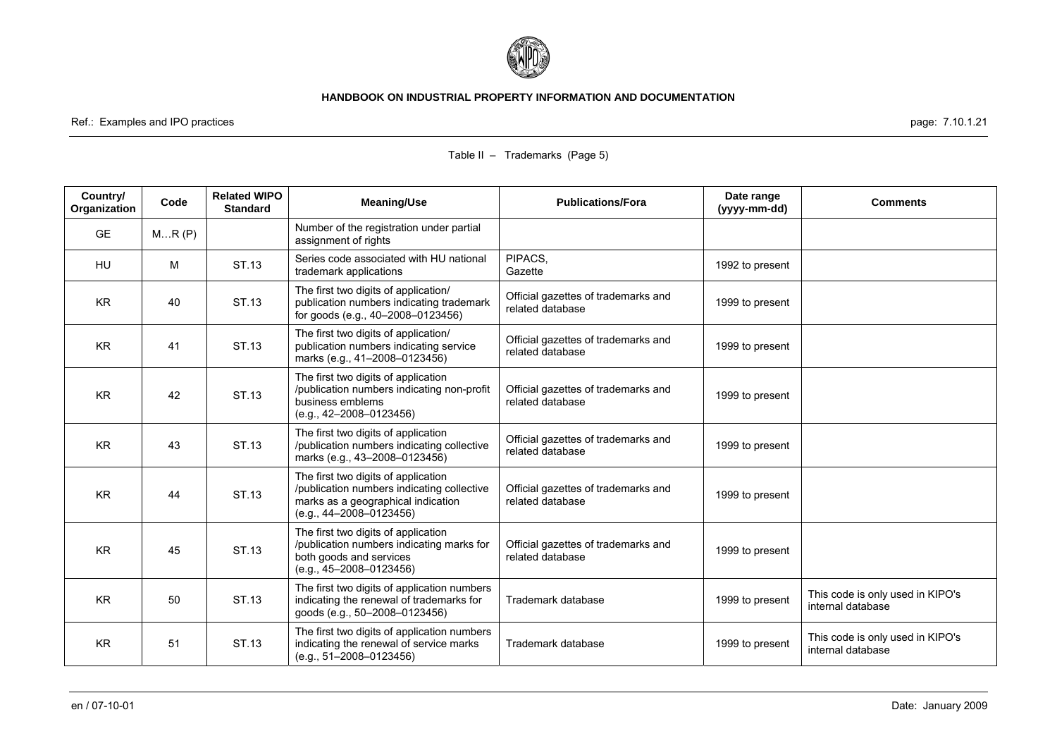Table II – Trademarks (Page 5)

| Country/ Organization | Code | Related WIPO Standard | Meaning/Use | Publications/Fora | Date range (yyyy-mm-dd) | Comments |
|---|---|---|---|---|---|---|
| GE | M…R (P) | | Number of the registration under partial assignment of rights | | | |
| HU | M | ST.13 | Series code associated with HU national trademark applications | PIPACS, Gazette | 1992 to present | |
| KR | 40 | ST.13 | The first two digits of application/ publication numbers indicating trademark for goods (e.g., 40–2008–0123456) | Official gazettes of trademarks and related database | 1999 to present | |
| KR | 41 | ST.13 | The first two digits of application/ publication numbers indicating service marks (e.g., 41–2008–0123456) | Official gazettes of trademarks and related database | 1999 to present | |
| KR | 42 | ST.13 | The first two digits of application /publication numbers indicating non-profit business emblems (e.g., 42–2008–0123456) | Official gazettes of trademarks and related database | 1999 to present | |
| KR | 43 | ST.13 | The first two digits of application /publication numbers indicating collective marks (e.g., 43–2008–0123456) | Official gazettes of trademarks and related database | 1999 to present | |
| KR | 44 | ST.13 | The first two digits of application /publication numbers indicating collective marks as a geographical indication (e.g., 44–2008–0123456) | Official gazettes of trademarks and related database | 1999 to present | |
| KR | 45 | ST.13 | The first two digits of application /publication numbers indicating marks for both goods and services (e.g., 45–2008–0123456) | Official gazettes of trademarks and related database | 1999 to present | |
| KR | 50 | ST.13 | The first two digits of application numbers indicating the renewal of trademarks for goods (e.g., 50–2008–0123456) | Trademark database | 1999 to present | This code is only used in KIPO's internal database |
| KR | 51 | ST.13 | The first two digits of application numbers indicating the renewal of service marks (e.g., 51–2008–0123456) | Trademark database | 1999 to present | This code is only used in KIPO's internal database |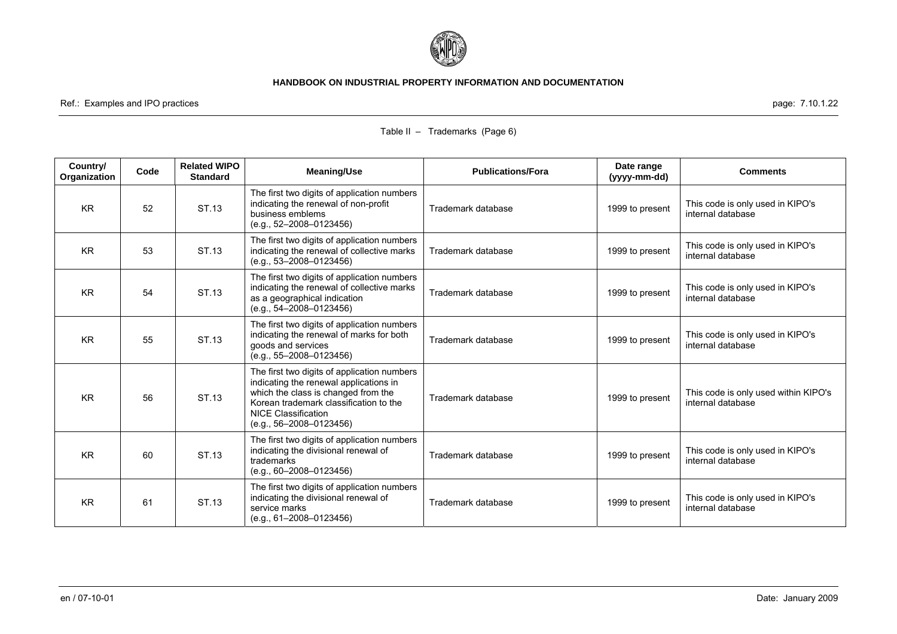Table II – Trademarks (Page 6)

| Country/ Organization | Code | Related WIPO Standard | Meaning/Use | Publications/Fora | Date range (yyyy-mm-dd) | Comments |
|---|---|---|---|---|---|---|
| KR | 52 | ST.13 | The first two digits of application numbers indicating the renewal of non-profit business emblems (e.g., 52–2008–0123456) | Trademark database | 1999 to present | This code is only used in KIPO's internal database |
| KR | 53 | ST.13 | The first two digits of application numbers indicating the renewal of collective marks (e.g., 53–2008–0123456) | Trademark database | 1999 to present | This code is only used in KIPO's internal database |
| KR | 54 | ST.13 | The first two digits of application numbers indicating the renewal of collective marks as a geographical indication (e.g., 54–2008–0123456) | Trademark database | 1999 to present | This code is only used in KIPO's internal database |
| KR | 55 | ST.13 | The first two digits of application numbers indicating the renewal of marks for both goods and services (e.g., 55–2008–0123456) | Trademark database | 1999 to present | This code is only used in KIPO's internal database |
| KR | 56 | ST.13 | The first two digits of application numbers indicating the renewal applications in which the class is changed from the Korean trademark classification to the NICE Classification (e.g., 56–2008–0123456) | Trademark database | 1999 to present | This code is only used within KIPO's internal database |
| KR | 60 | ST.13 | The first two digits of application numbers indicating the divisional renewal of trademarks (e.g., 60–2008–0123456) | Trademark database | 1999 to present | This code is only used in KIPO's internal database |
| KR | 61 | ST.13 | The first two digits of application numbers indicating the divisional renewal of service marks (e.g., 61–2008–0123456) | Trademark database | 1999 to present | This code is only used in KIPO's internal database |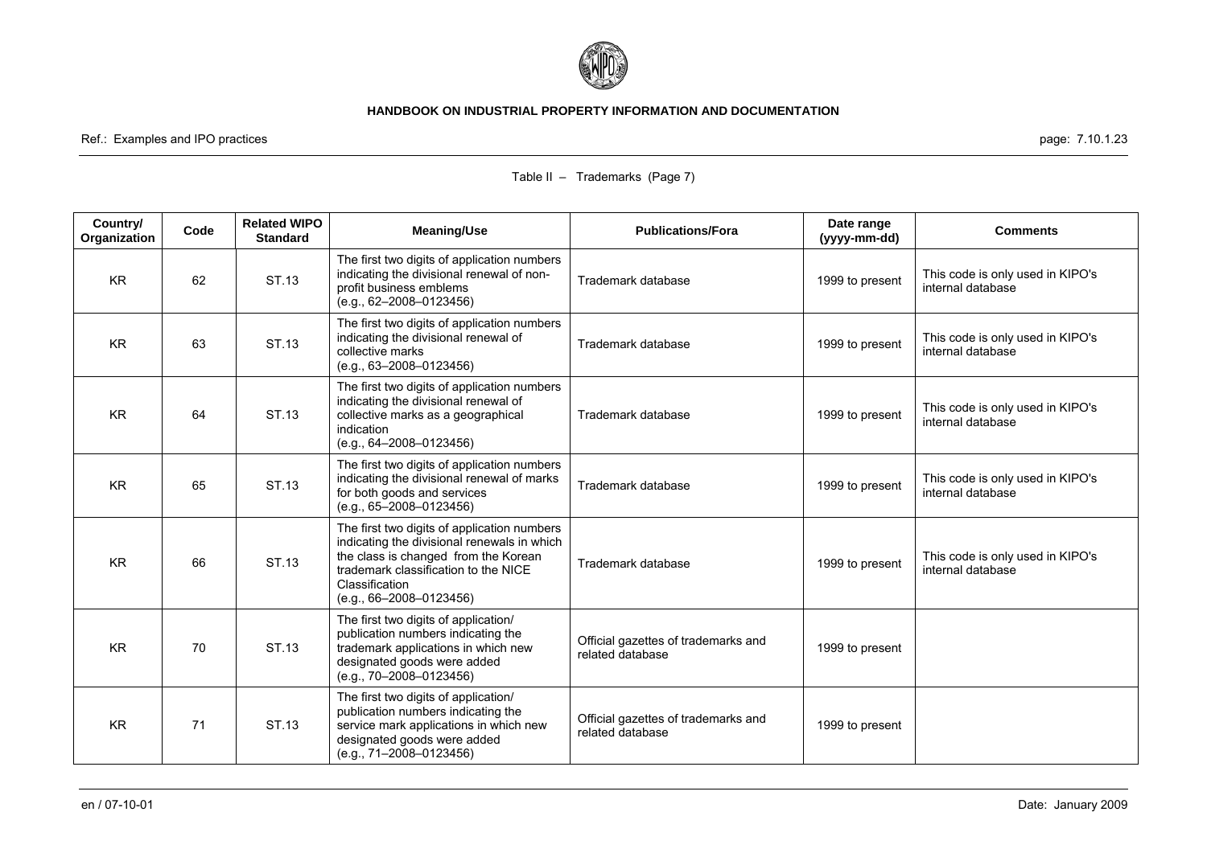Table II – Trademarks (Page 7)

| Country/ Organization | Code | Related WIPO Standard | Meaning/Use | Publications/Fora | Date range (yyyy-mm-dd) | Comments |
|---|---|---|---|---|---|---|
| KR | 62 | ST.13 | The first two digits of application numbers indicating the divisional renewal of non-profit business emblems (e.g., 62–2008–0123456) | Trademark database | 1999 to present | This code is only used in KIPO's internal database |
| KR | 63 | ST.13 | The first two digits of application numbers indicating the divisional renewal of collective marks (e.g., 63–2008–0123456) | Trademark database | 1999 to present | This code is only used in KIPO's internal database |
| KR | 64 | ST.13 | The first two digits of application numbers indicating the divisional renewal of collective marks as a geographical indication (e.g., 64–2008–0123456) | Trademark database | 1999 to present | This code is only used in KIPO's internal database |
| KR | 65 | ST.13 | The first two digits of application numbers indicating the divisional renewal of marks for both goods and services (e.g., 65–2008–0123456) | Trademark database | 1999 to present | This code is only used in KIPO's internal database |
| KR | 66 | ST.13 | The first two digits of application numbers indicating the divisional renewals in which the class is changed from the Korean trademark classification to the NICE Classification (e.g., 66–2008–0123456) | Trademark database | 1999 to present | This code is only used in KIPO's internal database |
| KR | 70 | ST.13 | The first two digits of application/ publication numbers indicating the trademark applications in which new designated goods were added (e.g., 70–2008–0123456) | Official gazettes of trademarks and related database | 1999 to present | |
| KR | 71 | ST.13 | The first two digits of application/ publication numbers indicating the service mark applications in which new designated goods were added (e.g., 71–2008–0123456) | Official gazettes of trademarks and related database | 1999 to present | |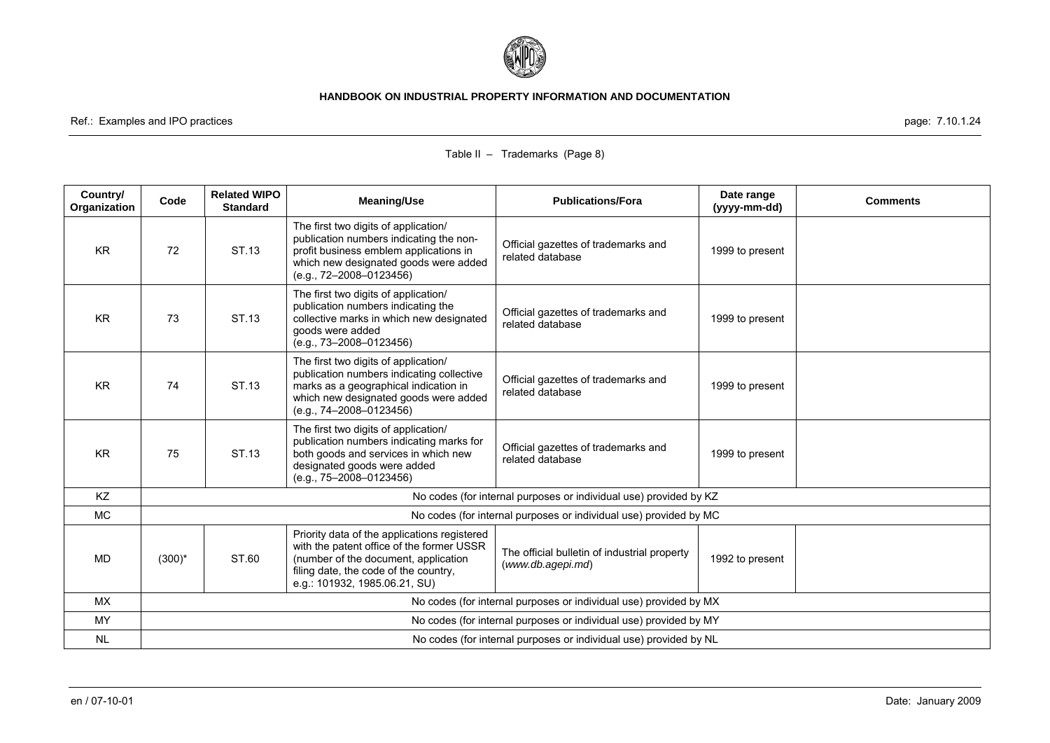Table II – Trademarks (Page 8)

| Country/ Organization | Code | Related WIPO Standard | Meaning/Use | Publications/Fora | Date range (yyyy-mm-dd) | Comments |
|---|---|---|---|---|---|---|
| KR | 72 | ST.13 | The first two digits of application/ publication numbers indicating the non-profit business emblem applications in which new designated goods were added (e.g., 72–2008–0123456) | Official gazettes of trademarks and related database | 1999 to present | |
| KR | 73 | ST.13 | The first two digits of application/ publication numbers indicating the collective marks in which new designated goods were added (e.g., 73–2008–0123456) | Official gazettes of trademarks and related database | 1999 to present | |
| KR | 74 | ST.13 | The first two digits of application/ publication numbers indicating collective marks as a geographical indication in which new designated goods were added (e.g., 74–2008–0123456) | Official gazettes of trademarks and related database | 1999 to present | |
| KR | 75 | ST.13 | The first two digits of application/ publication numbers indicating marks for both goods and services in which new designated goods were added (e.g., 75–2008–0123456) | Official gazettes of trademarks and related database | 1999 to present | |
| KZ | No codes (for internal purposes or individual use) provided by KZ | | | | | |
| MC | No codes (for internal purposes or individual use) provided by MC | | | | | |
| MD | (300)* | ST.60 | Priority data of the applications registered with the patent office of the former USSR (number of the document, application filing date, the code of the country, e.g.: 101932, 1985.06.21, SU) | The official bulletin of industrial property (*www.db.agepi.md*) | 1992 to present | |
| MX | No codes (for internal purposes or individual use) provided by MX | | | | | |
| MY | No codes (for internal purposes or individual use) provided by MY | | | | | |
| NL | No codes (for internal purposes or individual use) provided by NL | | | | | |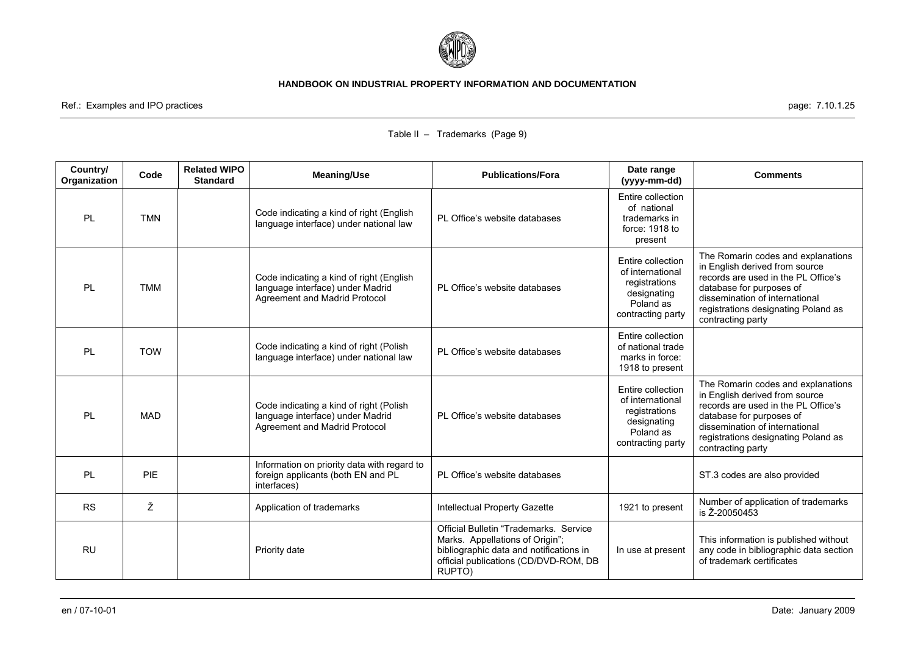Table II – Trademarks (Page 9)

| Country/ Organization | Code | Related WIPO Standard | Meaning/Use | Publications/Fora | Date range (yyyy-mm-dd) | Comments |
|---|---|---|---|---|---|---|
| PL | TMN | | Code indicating a kind of right (English language interface) under national law | PL Office's website databases | Entire collection of national trademarks in force: 1918 to present | |
| PL | TMM | | Code indicating a kind of right (English language interface) under Madrid Agreement and Madrid Protocol | PL Office's website databases | Entire collection of international registrations designating Poland as contracting party | The Romarin codes and explanations in English derived from source records are used in the PL Office's database for purposes of dissemination of international registrations designating Poland as contracting party |
| PL | TOW | | Code indicating a kind of right (Polish language interface) under national law | PL Office's website databases | Entire collection of national trade marks in force: 1918 to present | |
| PL | MAD | | Code indicating a kind of right (Polish language interface) under Madrid Agreement and Madrid Protocol | PL Office's website databases | Entire collection of international registrations designating Poland as contracting party | The Romarin codes and explanations in English derived from source records are used in the PL Office's database for purposes of dissemination of international registrations designating Poland as contracting party |
| PL | PIE | | Information on priority data with regard to foreign applicants (both EN and PL interfaces) | PL Office's website databases | | ST.3 codes are also provided |
| RS | Ž | | Application of trademarks | Intellectual Property Gazette | 1921 to present | Number of application of trademarks is Ž-20050453 |
| RU | | | Priority date | Official Bulletin "Trademarks. Service Marks. Appellations of Origin"; bibliographic data and notifications in official publications (CD/DVD-ROM, DB RUPTO) | In use at present | This information is published without any code in bibliographic data section of trademark certificates |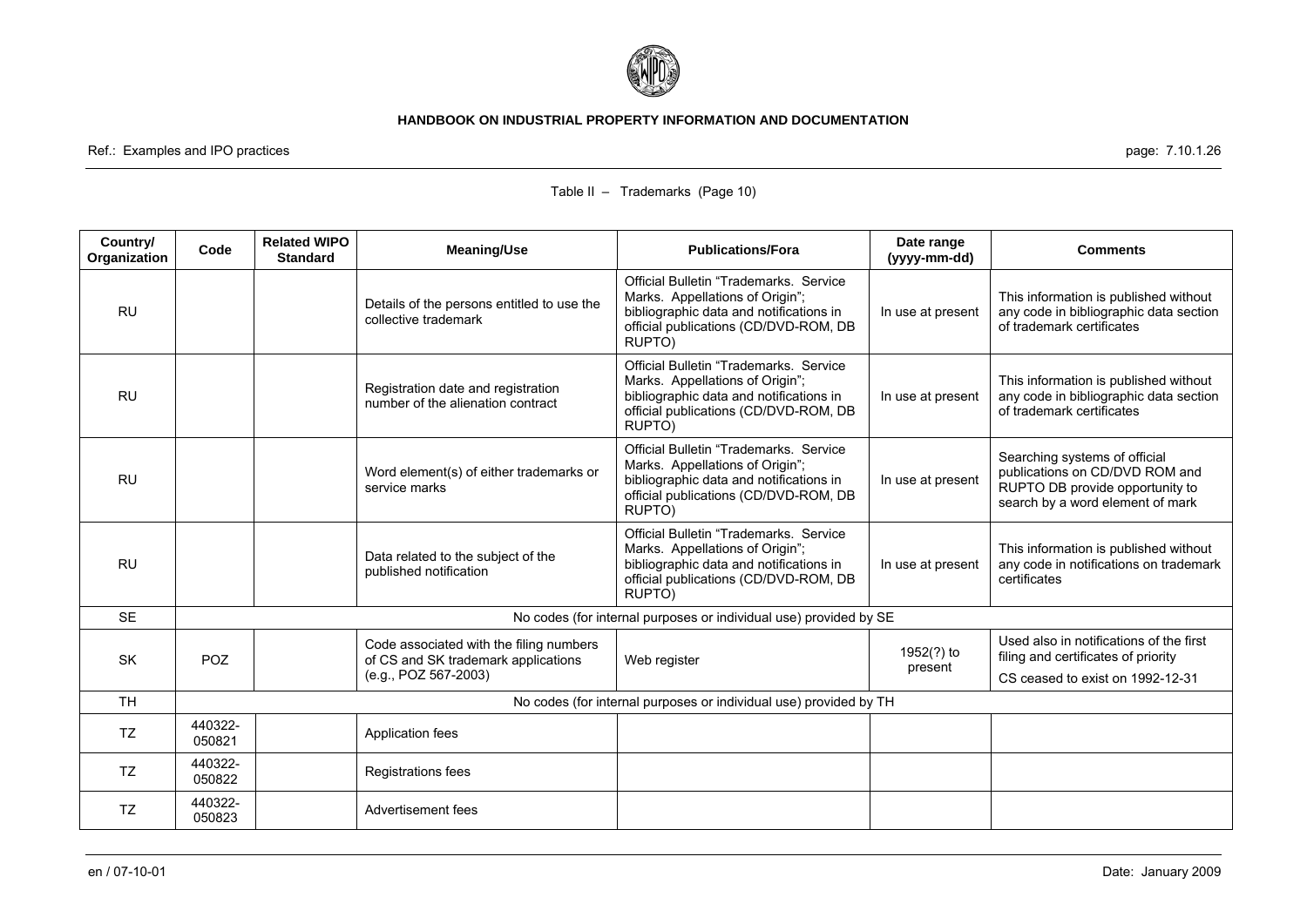Table II – Trademarks (Page 10)

| Country/ Organization | Code | Related WIPO Standard | Meaning/Use | Publications/Fora | Date range (yyyy-mm-dd) | Comments |
|---|---|---|---|---|---|---|
| RU | | | Details of the persons entitled to use the collective trademark | Official Bulletin "Trademarks. Service Marks. Appellations of Origin"; bibliographic data and notifications in official publications (CD/DVD-ROM, DB RUPTO) | In use at present | This information is published without any code in bibliographic data section of trademark certificates |
| RU | | | Registration date and registration number of the alienation contract | Official Bulletin "Trademarks. Service Marks. Appellations of Origin"; bibliographic data and notifications in official publications (CD/DVD-ROM, DB RUPTO) | In use at present | This information is published without any code in bibliographic data section of trademark certificates |
| RU | | | Word element(s) of either trademarks or service marks | Official Bulletin "Trademarks. Service Marks. Appellations of Origin"; bibliographic data and notifications in official publications (CD/DVD-ROM, DB RUPTO) | In use at present | Searching systems of official publications on CD/DVD ROM and RUPTO DB provide opportunity to search by a word element of mark |
| RU | | | Data related to the subject of the published notification | Official Bulletin "Trademarks. Service Marks. Appellations of Origin"; bibliographic data and notifications in official publications (CD/DVD-ROM, DB RUPTO) | In use at present | This information is published without any code in notifications on trademark certificates |
| SE | No codes (for internal purposes or individual use) provided by SE | | | | | |
| SK | POZ | | Code associated with the filing numbers of CS and SK trademark applications (e.g., POZ 567-2003) | Web register | 1952(?) to present | Used also in notifications of the first filing and certificates of priority<br>CS ceased to exist on 1992-12-31 |
| TH | No codes (for internal purposes or individual use) provided by TH | | | | | |
| TZ | 440322-050821 | | Application fees | | | |
| TZ | 440322-050822 | | Registrations fees | | | |
| TZ | 440322-050823 | | Advertisement fees | | | |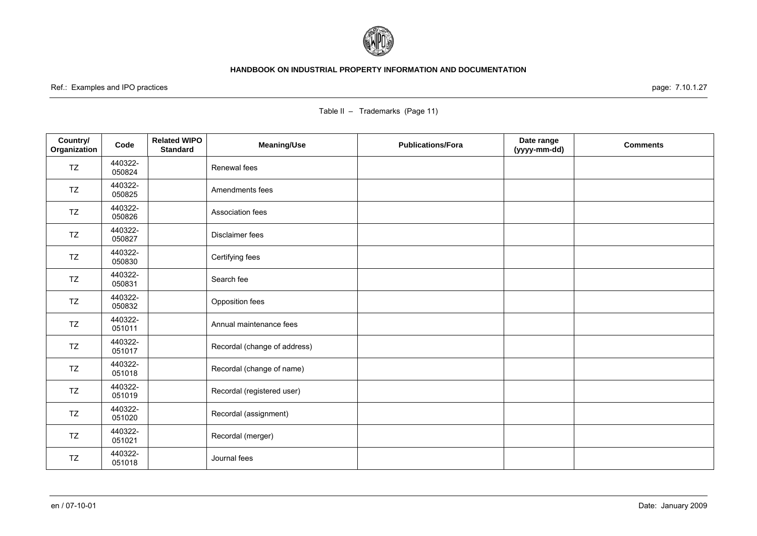Table II – Trademarks (Page 11)

| Country/ Organization | Code | Related WIPO Standard | Meaning/Use | Publications/Fora | Date range (yyyy-mm-dd) | Comments |
|---|---|---|---|---|---|---|
| TZ | 440322-050824 | | Renewal fees | | | |
| TZ | 440322-050825 | | Amendments fees | | | |
| TZ | 440322-050826 | | Association fees | | | |
| TZ | 440322-050827 | | Disclaimer fees | | | |
| TZ | 440322-050830 | | Certifying fees | | | |
| TZ | 440322-050831 | | Search fee | | | |
| TZ | 440322-050832 | | Opposition fees | | | |
| TZ | 440322-051011 | | Annual maintenance fees | | | |
| TZ | 440322-051017 | | Recordal (change of address) | | | |
| TZ | 440322-051018 | | Recordal (change of name) | | | |
| TZ | 440322-051019 | | Recordal (registered user) | | | |
| TZ | 440322-051020 | | Recordal (assignment) | | | |
| TZ | 440322-051021 | | Recordal (merger) | | | |
| TZ | 440322-051018 | | Journal fees | | | |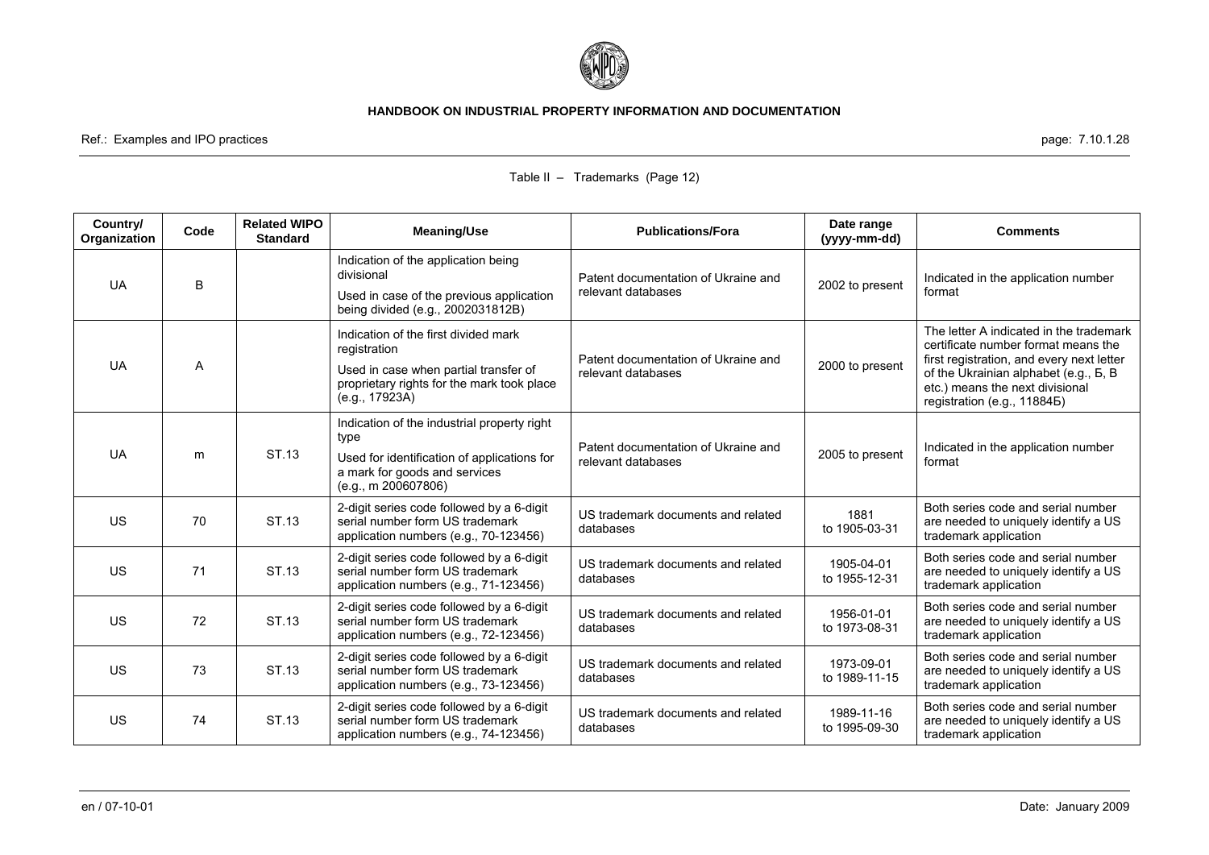Table II – Trademarks (Page 12)

| Country/ Organization | Code | Related WIPO Standard | Meaning/Use | Publications/Fora | Date range (yyyy-mm-dd) | Comments |
|---|---|---|---|---|---|---|
| UA | B | | Indication of the application being divisional<br>Used in case of the previous application being divided (e.g., 2002031812B) | Patent documentation of Ukraine and relevant databases | 2002 to present | Indicated in the application number format |
| UA | A | | Indication of the first divided mark registration<br>Used in case when partial transfer of proprietary rights for the mark took place (e.g., 17923A) | Patent documentation of Ukraine and relevant databases | 2000 to present | The letter A indicated in the trademark certificate number format means the first registration, and every next letter of the Ukrainian alphabet (e.g., Б, В etc.) means the next divisional registration (e.g., 11884Б) |
| UA | m | ST.13 | Indication of the industrial property right type<br>Used for identification of applications for a mark for goods and services (e.g., m 200607806) | Patent documentation of Ukraine and relevant databases | 2005 to present | Indicated in the application number format |
| US | 70 | ST.13 | 2-digit series code followed by a 6-digit serial number form US trademark application numbers (e.g., 70-123456) | US trademark documents and related databases | 1881 to 1905-03-31 | Both series code and serial number are needed to uniquely identify a US trademark application |
| US | 71 | ST.13 | 2-digit series code followed by a 6-digit serial number form US trademark application numbers (e.g., 71-123456) | US trademark documents and related databases | 1905-04-01 to 1955-12-31 | Both series code and serial number are needed to uniquely identify a US trademark application |
| US | 72 | ST.13 | 2-digit series code followed by a 6-digit serial number form US trademark application numbers (e.g., 72-123456) | US trademark documents and related databases | 1956-01-01 to 1973-08-31 | Both series code and serial number are needed to uniquely identify a US trademark application |
| US | 73 | ST.13 | 2-digit series code followed by a 6-digit serial number form US trademark application numbers (e.g., 73-123456) | US trademark documents and related databases | 1973-09-01 to 1989-11-15 | Both series code and serial number are needed to uniquely identify a US trademark application |
| US | 74 | ST.13 | 2-digit series code followed by a 6-digit serial number form US trademark application numbers (e.g., 74-123456) | US trademark documents and related databases | 1989-11-16 to 1995-09-30 | Both series code and serial number are needed to uniquely identify a US trademark application |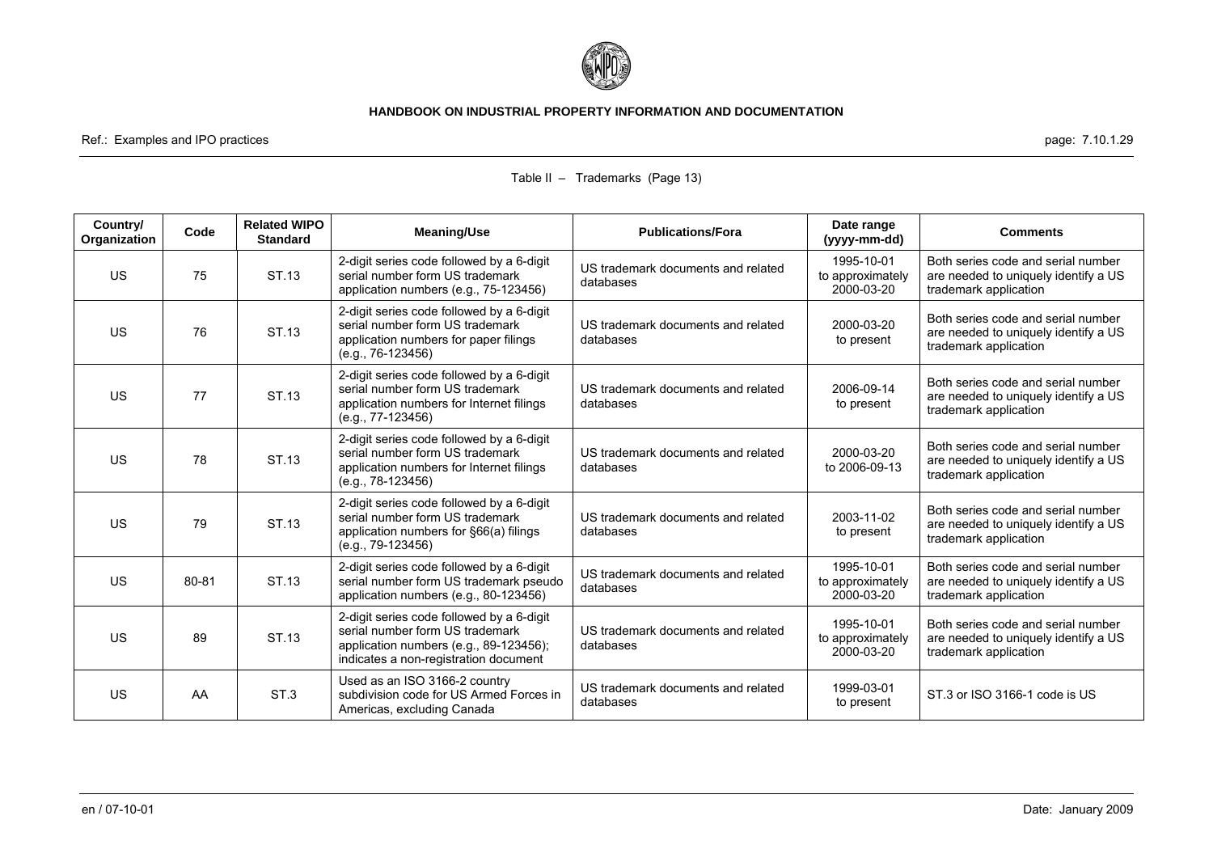Table II – Trademarks (Page 13)

| Country/ Organization | Code | Related WIPO Standard | Meaning/Use | Publications/Fora | Date range (yyyy-mm-dd) | Comments |
|---|---|---|---|---|---|---|
| US | 75 | ST.13 | 2-digit series code followed by a 6-digit serial number form US trademark application numbers (e.g., 75-123456) | US trademark documents and related databases | 1995-10-01 to approximately 2000-03-20 | Both series code and serial number are needed to uniquely identify a US trademark application |
| US | 76 | ST.13 | 2-digit series code followed by a 6-digit serial number form US trademark application numbers for paper filings (e.g., 76-123456) | US trademark documents and related databases | 2000-03-20 to present | Both series code and serial number are needed to uniquely identify a US trademark application |
| US | 77 | ST.13 | 2-digit series code followed by a 6-digit serial number form US trademark application numbers for Internet filings (e.g., 77-123456) | US trademark documents and related databases | 2006-09-14 to present | Both series code and serial number are needed to uniquely identify a US trademark application |
| US | 78 | ST.13 | 2-digit series code followed by a 6-digit serial number form US trademark application numbers for Internet filings (e.g., 78-123456) | US trademark documents and related databases | 2000-03-20 to 2006-09-13 | Both series code and serial number are needed to uniquely identify a US trademark application |
| US | 79 | ST.13 | 2-digit series code followed by a 6-digit serial number form US trademark application numbers for §66(a) filings (e.g., 79-123456) | US trademark documents and related databases | 2003-11-02 to present | Both series code and serial number are needed to uniquely identify a US trademark application |
| US | 80-81 | ST.13 | 2-digit series code followed by a 6-digit serial number form US trademark pseudo application numbers (e.g., 80-123456) | US trademark documents and related databases | 1995-10-01 to approximately 2000-03-20 | Both series code and serial number are needed to uniquely identify a US trademark application |
| US | 89 | ST.13 | 2-digit series code followed by a 6-digit serial number form US trademark application numbers (e.g., 89-123456); indicates a non-registration document | US trademark documents and related databases | 1995-10-01 to approximately 2000-03-20 | Both series code and serial number are needed to uniquely identify a US trademark application |
| US | AA | ST.3 | Used as an ISO 3166-2 country subdivision code for US Armed Forces in Americas, excluding Canada | US trademark documents and related databases | 1999-03-01 to present | ST.3 or ISO 3166-1 code is US |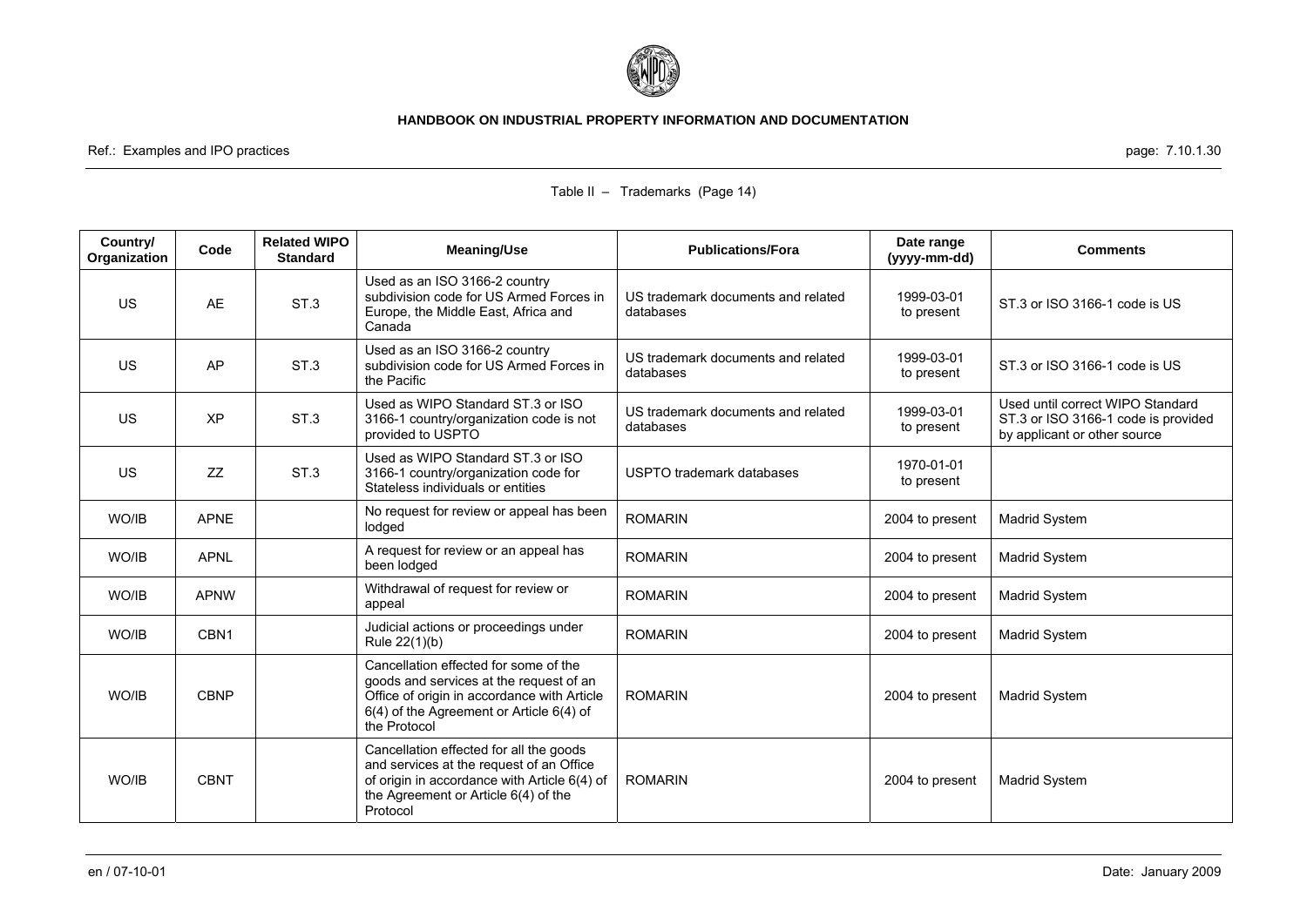Table II – Trademarks (Page 14)

| Country/ Organization | Code | Related WIPO Standard | Meaning/Use | Publications/Fora | Date range (yyyy-mm-dd) | Comments |
|---|---|---|---|---|---|---|
| US | AE | ST.3 | Used as an ISO 3166-2 country subdivision code for US Armed Forces in Europe, the Middle East, Africa and Canada | US trademark documents and related databases | 1999-03-01 to present | ST.3 or ISO 3166-1 code is US |
| US | AP | ST.3 | Used as an ISO 3166-2 country subdivision code for US Armed Forces in the Pacific | US trademark documents and related databases | 1999-03-01 to present | ST.3 or ISO 3166-1 code is US |
| US | XP | ST.3 | Used as WIPO Standard ST.3 or ISO 3166-1 country/organization code is not provided to USPTO | US trademark documents and related databases | 1999-03-01 to present | Used until correct WIPO Standard ST.3 or ISO 3166-1 code is provided by applicant or other source |
| US | ZZ | ST.3 | Used as WIPO Standard ST.3 or ISO 3166-1 country/organization code for Stateless individuals or entities | USPTO trademark databases | 1970-01-01 to present | |
| WO/IB | APNE | | No request for review or appeal has been lodged | ROMARIN | 2004 to present | Madrid System |
| WO/IB | APNL | | A request for review or an appeal has been lodged | ROMARIN | 2004 to present | Madrid System |
| WO/IB | APNW | | Withdrawal of request for review or appeal | ROMARIN | 2004 to present | Madrid System |
| WO/IB | CBN1 | | Judicial actions or proceedings under Rule 22(1)(b) | ROMARIN | 2004 to present | Madrid System |
| WO/IB | CBNP | | Cancellation effected for some of the goods and services at the request of an Office of origin in accordance with Article 6(4) of the Agreement or Article 6(4) of the Protocol | ROMARIN | 2004 to present | Madrid System |
| WO/IB | CBNT | | Cancellation effected for all the goods and services at the request of an Office of origin in accordance with Article 6(4) of the Agreement or Article 6(4) of the Protocol | ROMARIN | 2004 to present | Madrid System |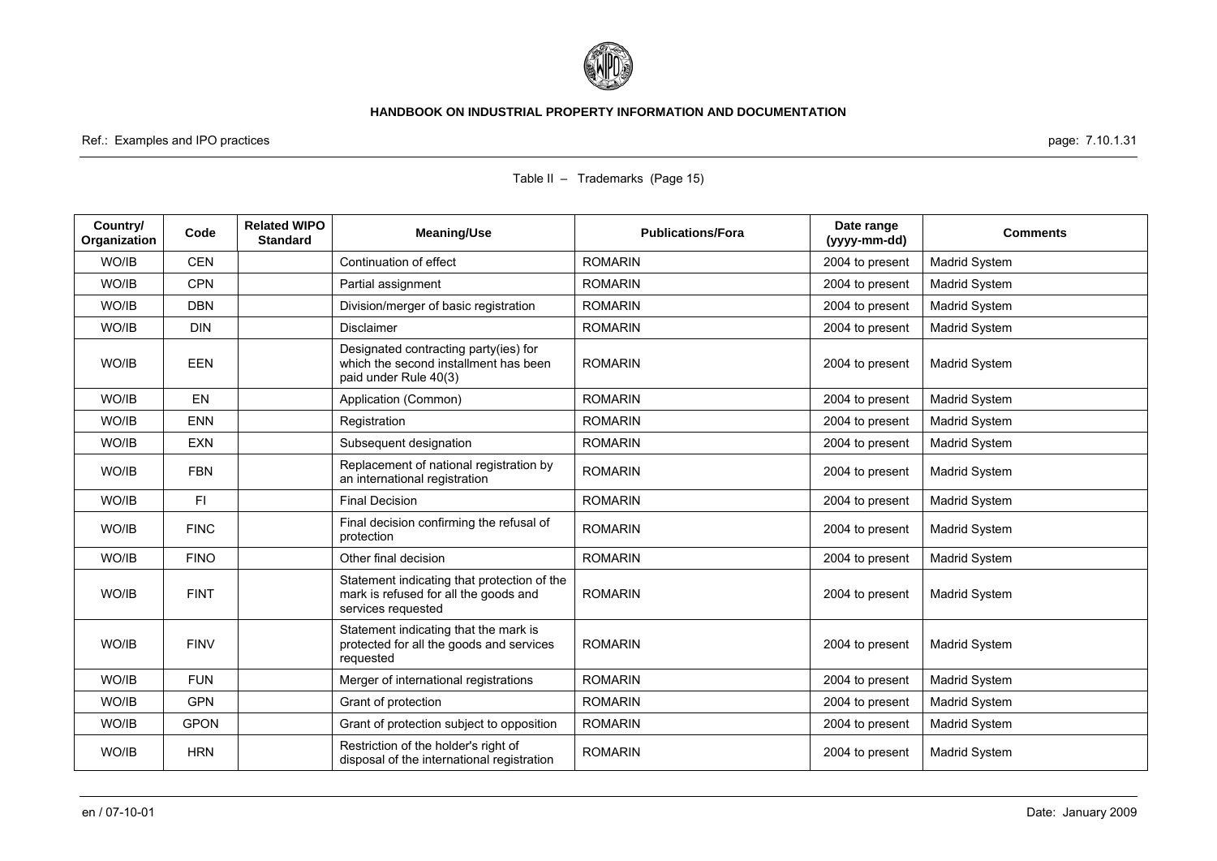Table II – Trademarks (Page 15)

| Country/ Organization | Code | Related WIPO Standard | Meaning/Use | Publications/Fora | Date range (yyyy-mm-dd) | Comments |
|---|---|---|---|---|---|---|
| WO/IB | CEN | | Continuation of effect | ROMARIN | 2004 to present | Madrid System |
| WO/IB | CPN | | Partial assignment | ROMARIN | 2004 to present | Madrid System |
| WO/IB | DBN | | Division/merger of basic registration | ROMARIN | 2004 to present | Madrid System |
| WO/IB | DIN | | Disclaimer | ROMARIN | 2004 to present | Madrid System |
| WO/IB | EEN | | Designated contracting party(ies) for which the second installment has been paid under Rule 40(3) | ROMARIN | 2004 to present | Madrid System |
| WO/IB | EN | | Application (Common) | ROMARIN | 2004 to present | Madrid System |
| WO/IB | ENN | | Registration | ROMARIN | 2004 to present | Madrid System |
| WO/IB | EXN | | Subsequent designation | ROMARIN | 2004 to present | Madrid System |
| WO/IB | FBN | | Replacement of national registration by an international registration | ROMARIN | 2004 to present | Madrid System |
| WO/IB | FI | | Final Decision | ROMARIN | 2004 to present | Madrid System |
| WO/IB | FINC | | Final decision confirming the refusal of protection | ROMARIN | 2004 to present | Madrid System |
| WO/IB | FINO | | Other final decision | ROMARIN | 2004 to present | Madrid System |
| WO/IB | FINT | | Statement indicating that protection of the mark is refused for all the goods and services requested | ROMARIN | 2004 to present | Madrid System |
| WO/IB | FINV | | Statement indicating that the mark is protected for all the goods and services requested | ROMARIN | 2004 to present | Madrid System |
| WO/IB | FUN | | Merger of international registrations | ROMARIN | 2004 to present | Madrid System |
| WO/IB | GPN | | Grant of protection | ROMARIN | 2004 to present | Madrid System |
| WO/IB | GPON | | Grant of protection subject to opposition | ROMARIN | 2004 to present | Madrid System |
| WO/IB | HRN | | Restriction of the holder's right of disposal of the international registration | ROMARIN | 2004 to present | Madrid System |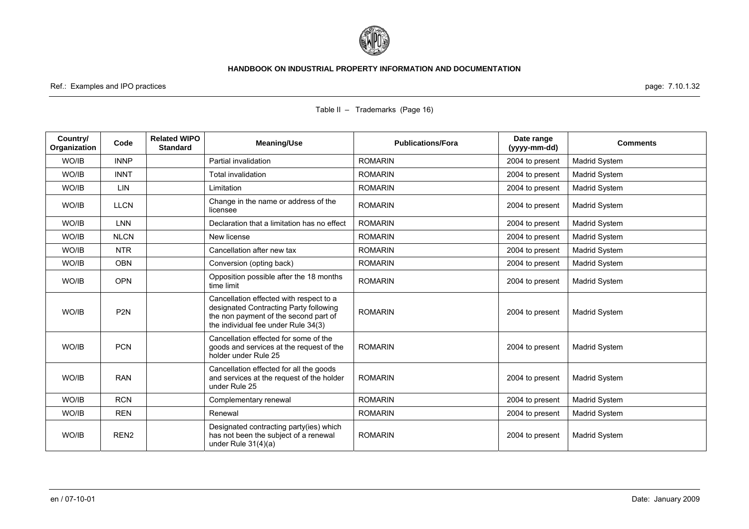Table II – Trademarks (Page 16)

| Country/ Organization | Code | Related WIPO Standard | Meaning/Use | Publications/Fora | Date range (yyyy-mm-dd) | Comments |
|---|---|---|---|---|---|---|
| WO/IB | INNP | | Partial invalidation | ROMARIN | 2004 to present | Madrid System |
| WO/IB | INNT | | Total invalidation | ROMARIN | 2004 to present | Madrid System |
| WO/IB | LIN | | Limitation | ROMARIN | 2004 to present | Madrid System |
| WO/IB | LLCN | | Change in the name or address of the licensee | ROMARIN | 2004 to present | Madrid System |
| WO/IB | LNN | | Declaration that a limitation has no effect | ROMARIN | 2004 to present | Madrid System |
| WO/IB | NLCN | | New license | ROMARIN | 2004 to present | Madrid System |
| WO/IB | NTR | | Cancellation after new tax | ROMARIN | 2004 to present | Madrid System |
| WO/IB | OBN | | Conversion (opting back) | ROMARIN | 2004 to present | Madrid System |
| WO/IB | OPN | | Opposition possible after the 18 months time limit | ROMARIN | 2004 to present | Madrid System |
| WO/IB | P2N | | Cancellation effected with respect to a designated Contracting Party following the non payment of the second part of the individual fee under Rule 34(3) | ROMARIN | 2004 to present | Madrid System |
| WO/IB | PCN | | Cancellation effected for some of the goods and services at the request of the holder under Rule 25 | ROMARIN | 2004 to present | Madrid System |
| WO/IB | RAN | | Cancellation effected for all the goods and services at the request of the holder under Rule 25 | ROMARIN | 2004 to present | Madrid System |
| WO/IB | RCN | | Complementary renewal | ROMARIN | 2004 to present | Madrid System |
| WO/IB | REN | | Renewal | ROMARIN | 2004 to present | Madrid System |
| WO/IB | REN2 | | Designated contracting party(ies) which has not been the subject of a renewal under Rule 31(4)(a) | ROMARIN | 2004 to present | Madrid System |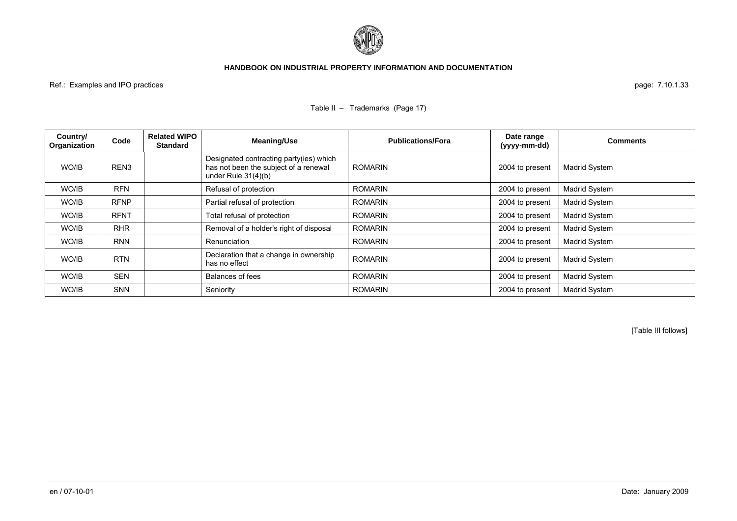Table II – Trademarks (Page 17)

| Country/ Organization | Code | Related WIPO Standard | Meaning/Use | Publications/Fora | Date range (yyyy-mm-dd) | Comments |
|---|---|---|---|---|---|---|
| WO/IB | REN3 | | Designated contracting party(ies) which has not been the subject of a renewal under Rule 31(4)(b) | ROMARIN | 2004 to present | Madrid System |
| WO/IB | RFN | | Refusal of protection | ROMARIN | 2004 to present | Madrid System |
| WO/IB | RFNP | | Partial refusal of protection | ROMARIN | 2004 to present | Madrid System |
| WO/IB | RFNT | | Total refusal of protection | ROMARIN | 2004 to present | Madrid System |
| WO/IB | RHR | | Removal of a holder's right of disposal | ROMARIN | 2004 to present | Madrid System |
| WO/IB | RNN | | Renunciation | ROMARIN | 2004 to present | Madrid System |
| WO/IB | RTN | | Declaration that a change in ownership has no effect | ROMARIN | 2004 to present | Madrid System |
| WO/IB | SEN | | Balances of fees | ROMARIN | 2004 to present | Madrid System |
| WO/IB | SNN | | Seniority | ROMARIN | 2004 to present | Madrid System |

[Table III follows]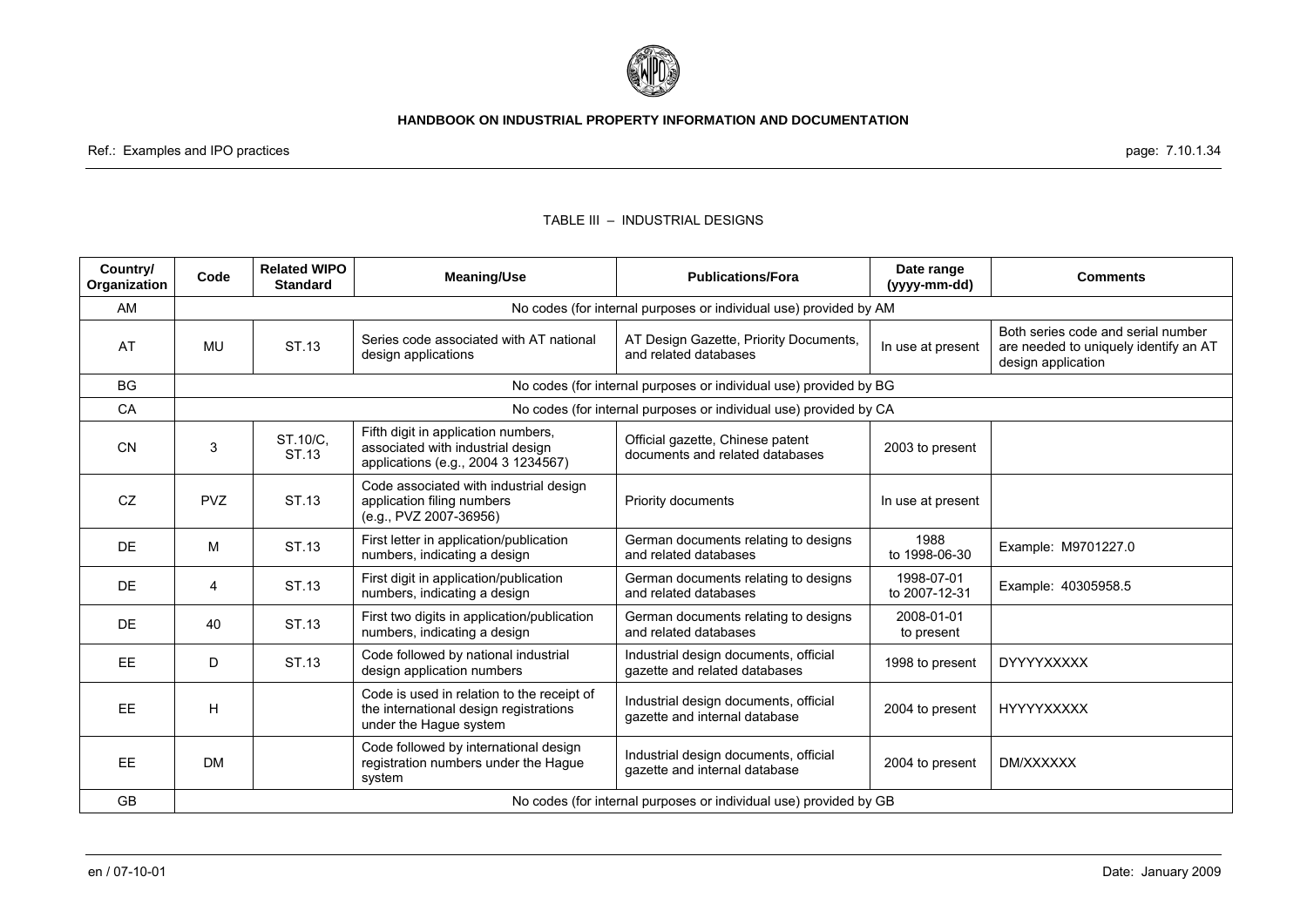TABLE III – INDUSTRIAL DESIGNS

| Country/ Organization | Code | Related WIPO Standard | Meaning/Use | Publications/Fora | Date range (yyyy-mm-dd) | Comments |
|---|---|---|---|---|---|---|
| AM | No codes (for internal purposes or individual use) provided by AM | | | | | |
| AT | MU | ST.13 | Series code associated with AT national design applications | AT Design Gazette, Priority Documents, and related databases | In use at present | Both series code and serial number are needed to uniquely identify an AT design application |
| BG | No codes (for internal purposes or individual use) provided by BG | | | | | |
| CA | No codes (for internal purposes or individual use) provided by CA | | | | | |
| CN | 3 | ST.10/C, ST.13 | Fifth digit in application numbers, associated with industrial design applications (e.g., 2004 3 1234567) | Official gazette, Chinese patent documents and related databases | 2003 to present | |
| CZ | PVZ | ST.13 | Code associated with industrial design application filing numbers (e.g., PVZ 2007-36956) | Priority documents | In use at present | |
| DE | M | ST.13 | First letter in application/publication numbers, indicating a design | German documents relating to designs and related databases | 1988 to 1998-06-30 | Example: M9701227.0 |
| DE | 4 | ST.13 | First digit in application/publication numbers, indicating a design | German documents relating to designs and related databases | 1998-07-01 to 2007-12-31 | Example: 40305958.5 |
| DE | 40 | ST.13 | First two digits in application/publication numbers, indicating a design | German documents relating to designs and related databases | 2008-01-01 to present | |
| EE | D | ST.13 | Code followed by national industrial design application numbers | Industrial design documents, official gazette and related databases | 1998 to present | DYYYYXXXXX |
| EE | H | | Code is used in relation to the receipt of the international design registrations under the Hague system | Industrial design documents, official gazette and internal database | 2004 to present | HYYYYXXXXX |
| EE | DM | | Code followed by international design registration numbers under the Hague system | Industrial design documents, official gazette and internal database | 2004 to present | DM/XXXXXX |
| GB | No codes (for internal purposes or individual use) provided by GB | | | | | |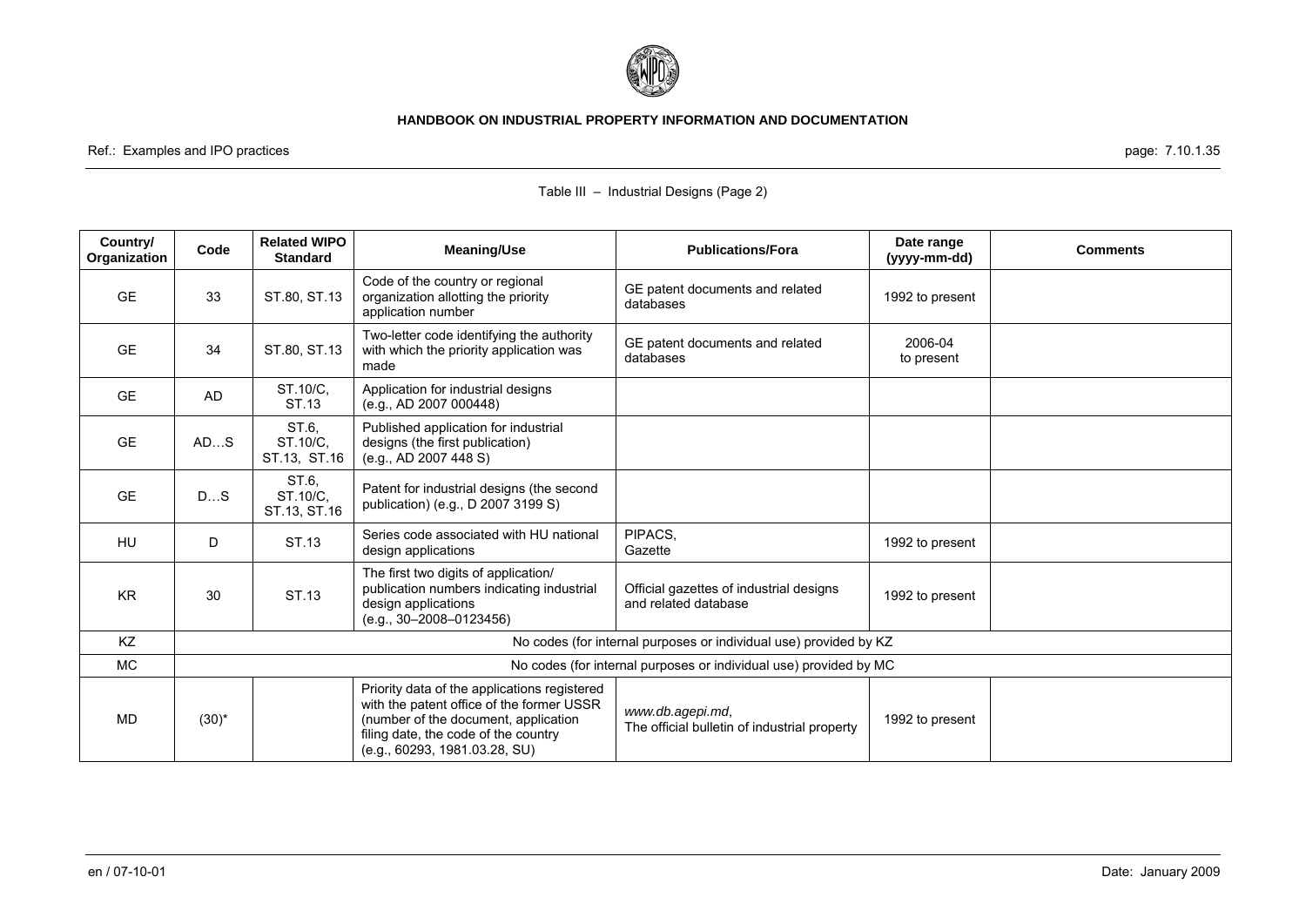Table III – Industrial Designs (Page 2)

| Country/ Organization | Code | Related WIPO Standard | Meaning/Use | Publications/Fora | Date range (yyyy-mm-dd) | Comments |
|---|---|---|---|---|---|---|
| GE | 33 | ST.80, ST.13 | Code of the country or regional organization allotting the priority application number | GE patent documents and related databases | 1992 to present | |
| GE | 34 | ST.80, ST.13 | Two-letter code identifying the authority with which the priority application was made | GE patent documents and related databases | 2006-04 to present | |
| GE | AD | ST.10/C, ST.13 | Application for industrial designs (e.g., AD 2007 000448) | | | |
| GE | AD…S | ST.6, ST.10/C, ST.13, ST.16 | Published application for industrial designs (the first publication) (e.g., AD 2007 448 S) | | | |
| GE | D…S | ST.6, ST.10/C, ST.13, ST.16 | Patent for industrial designs (the second publication) (e.g., D 2007 3199 S) | | | |
| HU | D | ST.13 | Series code associated with HU national design applications | PIPACS, Gazette | 1992 to present | |
| KR | 30 | ST.13 | The first two digits of application/ publication numbers indicating industrial design applications (e.g., 30–2008–0123456) | Official gazettes of industrial designs and related database | 1992 to present | |
| KZ | No codes (for internal purposes or individual use) provided by KZ | | | | | |
| MC | No codes (for internal purposes or individual use) provided by MC | | | | | |
| MD | (30)* | | Priority data of the applications registered with the patent office of the former USSR (number of the document, application filing date, the code of the country (e.g., 60293, 1981.03.28, SU) | *www.db.agepi.md*, The official bulletin of industrial property | 1992 to present | |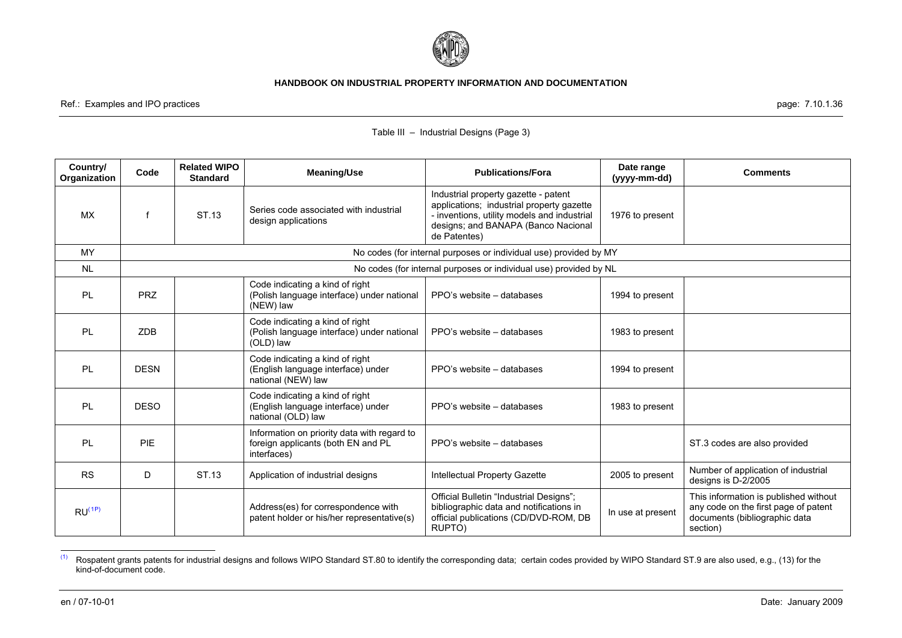Table III – Industrial Designs (Page 3)

| Country/ Organization | Code | Related WIPO Standard | Meaning/Use | Publications/Fora | Date range (yyyy-mm-dd) | Comments |
|---|---|---|---|---|---|---|
| MX | f | ST.13 | Series code associated with industrial design applications | Industrial property gazette - patent applications; industrial property gazette - inventions, utility models and industrial designs; and BANAPA (Banco Nacional de Patentes) | 1976 to present | |
| MY | No codes (for internal purposes or individual use) provided by MY | | | | | |
| NL | No codes (for internal purposes or individual use) provided by NL | | | | | |
| PL | PRZ | | Code indicating a kind of right (Polish language interface) under national (NEW) law | PPO's website – databases | 1994 to present | |
| PL | ZDB | | Code indicating a kind of right (Polish language interface) under national (OLD) law | PPO's website – databases | 1983 to present | |
| PL | DESN | | Code indicating a kind of right (English language interface) under national (NEW) law | PPO's website – databases | 1994 to present | |
| PL | DESO | | Code indicating a kind of right (English language interface) under national (OLD) law | PPO's website – databases | 1983 to present | |
| PL | PIE | | Information on priority data with regard to foreign applicants (both EN and PL interfaces) | PPO's website – databases | | ST.3 codes are also provided |
| RS | D | ST.13 | Application of industrial designs | Intellectual Property Gazette | 2005 to present | Number of application of industrial designs is D-2/2005 |
| RU[(1P)] | | | Address(es) for correspondence with patent holder or his/her representative(s) | Official Bulletin "Industrial Designs"; bibliographic data and notifications in official publications (CD/DVD-ROM, DB RUPTO) | In use at present | This information is published without any code on the first page of patent documents (bibliographic data section) |

[(1)] Rospatent grants patents for industrial designs and follows WIPO Standard ST.80 to identify the corresponding data; certain codes provided by WIPO Standard ST.9 are also used, e.g., (13) for the kind-of-document code.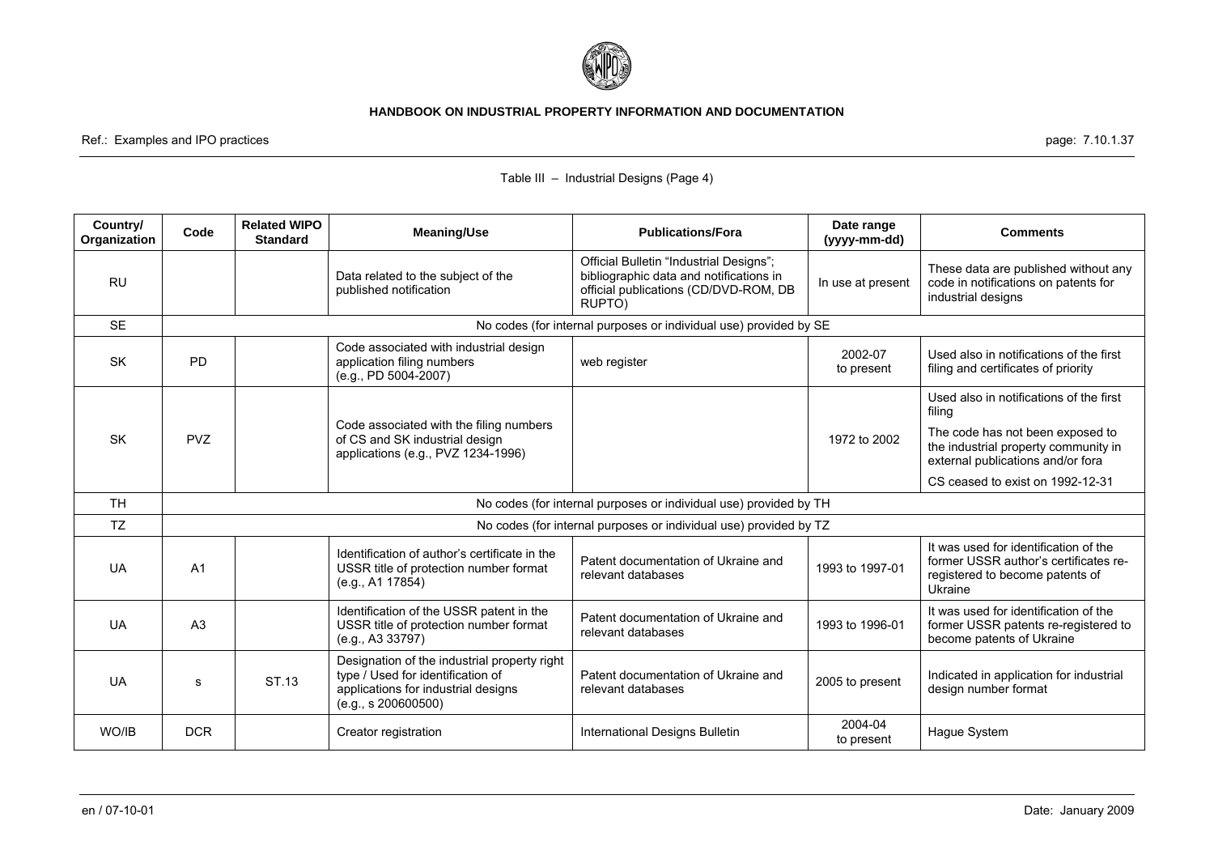Table III – Industrial Designs (Page 4)

| Country/ Organization | Code | Related WIPO Standard | Meaning/Use | Publications/Fora | Date range (yyyy-mm-dd) | Comments |
|---|---|---|---|---|---|---|
| RU | | | Data related to the subject of the published notification | Official Bulletin "Industrial Designs"; bibliographic data and notifications in official publications (CD/DVD-ROM, DB RUPTO) | In use at present | These data are published without any code in notifications on patents for industrial designs |
| SE | No codes (for internal purposes or individual use) provided by SE | | | | | |
| SK | PD | | Code associated with industrial design application filing numbers (e.g., PD 5004-2007) | web register | 2002-07 to present | Used also in notifications of the first filing and certificates of priority |
| SK | PVZ | | Code associated with the filing numbers of CS and SK industrial design applications (e.g., PVZ 1234-1996) | | 1972 to 2002 | Used also in notifications of the first filing<br>The code has not been exposed to the industrial property community in external publications and/or fora<br>CS ceased to exist on 1992-12-31 |
| TH | No codes (for internal purposes or individual use) provided by TH | | | | | |
| TZ | No codes (for internal purposes or individual use) provided by TZ | | | | | |
| UA | A1 | | Identification of author's certificate in the USSR title of protection number format (e.g., A1 17854) | Patent documentation of Ukraine and relevant databases | 1993 to 1997-01 | It was used for identification of the former USSR author's certificates re-registered to become patents of Ukraine |
| UA | A3 | | Identification of the USSR patent in the USSR title of protection number format (e.g., A3 33797) | Patent documentation of Ukraine and relevant databases | 1993 to 1996-01 | It was used for identification of the former USSR patents re-registered to become patents of Ukraine |
| UA | s | ST.13 | Designation of the industrial property right type / Used for identification of applications for industrial designs (e.g., s 200600500) | Patent documentation of Ukraine and relevant databases | 2005 to present | Indicated in application for industrial design number format |
| WO/IB | DCR | | Creator registration | International Designs Bulletin | 2004-04 to present | Hague System |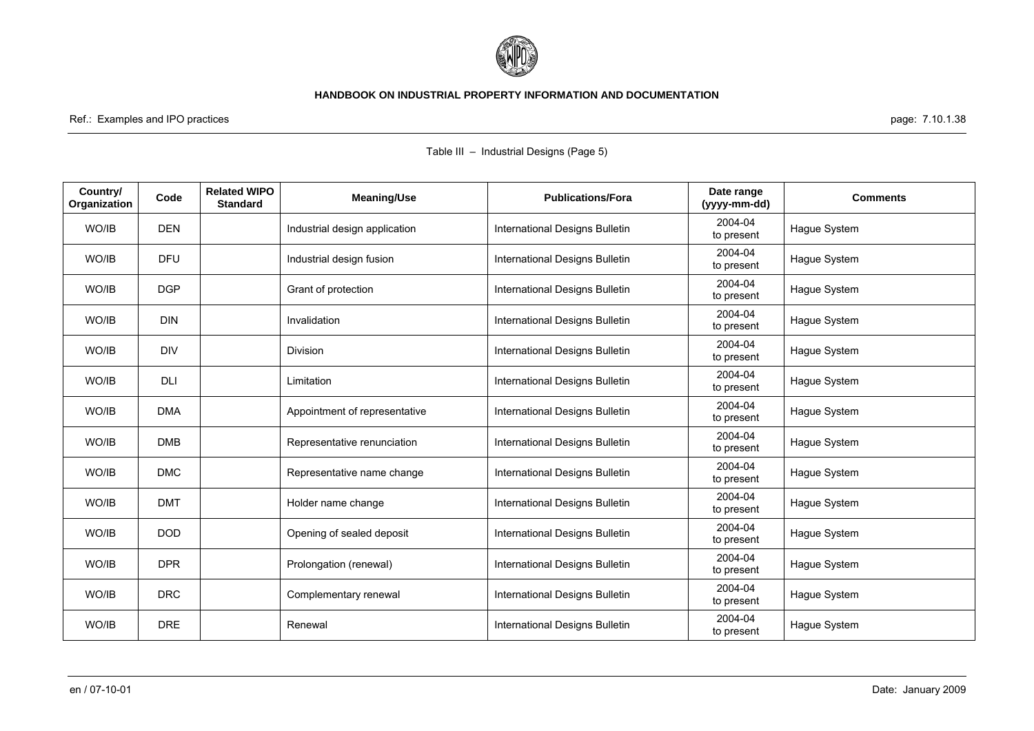Table III – Industrial Designs (Page 5)

| Country/ Organization | Code | Related WIPO Standard | Meaning/Use | Publications/Fora | Date range (yyyy-mm-dd) | Comments |
|---|---|---|---|---|---|---|
| WO/IB | DEN | | Industrial design application | International Designs Bulletin | 2004-04 to present | Hague System |
| WO/IB | DFU | | Industrial design fusion | International Designs Bulletin | 2004-04 to present | Hague System |
| WO/IB | DGP | | Grant of protection | International Designs Bulletin | 2004-04 to present | Hague System |
| WO/IB | DIN | | Invalidation | International Designs Bulletin | 2004-04 to present | Hague System |
| WO/IB | DIV | | Division | International Designs Bulletin | 2004-04 to present | Hague System |
| WO/IB | DLI | | Limitation | International Designs Bulletin | 2004-04 to present | Hague System |
| WO/IB | DMA | | Appointment of representative | International Designs Bulletin | 2004-04 to present | Hague System |
| WO/IB | DMB | | Representative renunciation | International Designs Bulletin | 2004-04 to present | Hague System |
| WO/IB | DMC | | Representative name change | International Designs Bulletin | 2004-04 to present | Hague System |
| WO/IB | DMT | | Holder name change | International Designs Bulletin | 2004-04 to present | Hague System |
| WO/IB | DOD | | Opening of sealed deposit | International Designs Bulletin | 2004-04 to present | Hague System |
| WO/IB | DPR | | Prolongation (renewal) | International Designs Bulletin | 2004-04 to present | Hague System |
| WO/IB | DRC | | Complementary renewal | International Designs Bulletin | 2004-04 to present | Hague System |
| WO/IB | DRE | | Renewal | International Designs Bulletin | 2004-04 to present | Hague System |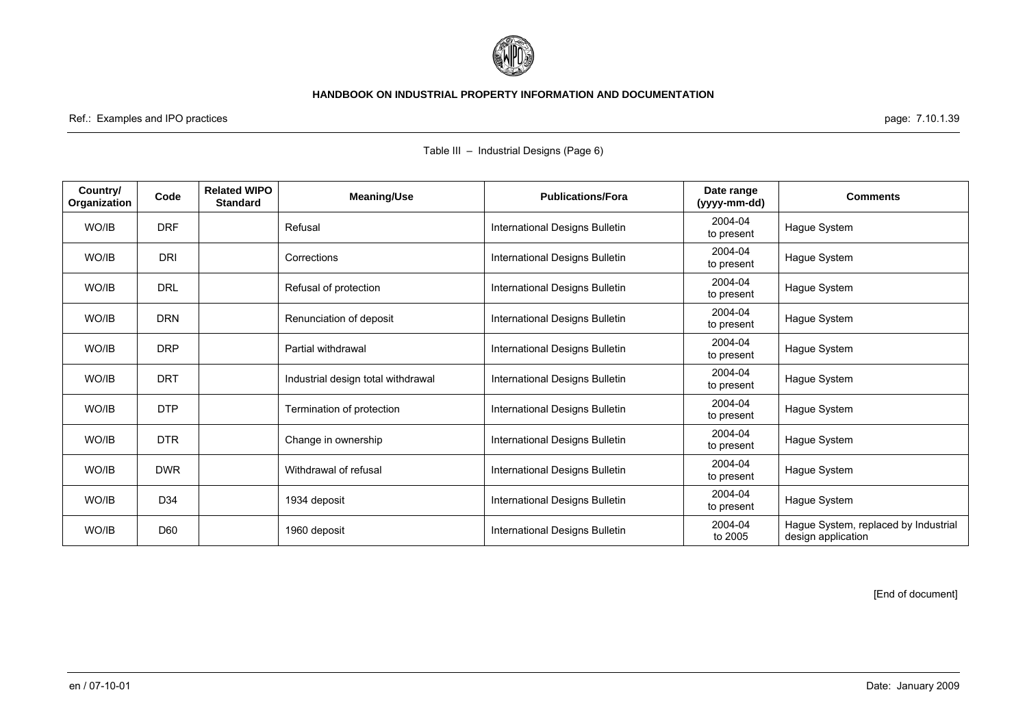Table III – Industrial Designs (Page 6)

| Country/ Organization | Code | Related WIPO Standard | Meaning/Use | Publications/Fora | Date range (yyyy-mm-dd) | Comments |
|---|---|---|---|---|---|---|
| WO/IB | DRF | | Refusal | International Designs Bulletin | 2004-04 to present | Hague System |
| WO/IB | DRI | | Corrections | International Designs Bulletin | 2004-04 to present | Hague System |
| WO/IB | DRL | | Refusal of protection | International Designs Bulletin | 2004-04 to present | Hague System |
| WO/IB | DRN | | Renunciation of deposit | International Designs Bulletin | 2004-04 to present | Hague System |
| WO/IB | DRP | | Partial withdrawal | International Designs Bulletin | 2004-04 to present | Hague System |
| WO/IB | DRT | | Industrial design total withdrawal | International Designs Bulletin | 2004-04 to present | Hague System |
| WO/IB | DTP | | Termination of protection | International Designs Bulletin | 2004-04 to present | Hague System |
| WO/IB | DTR | | Change in ownership | International Designs Bulletin | 2004-04 to present | Hague System |
| WO/IB | DWR | | Withdrawal of refusal | International Designs Bulletin | 2004-04 to present | Hague System |
| WO/IB | D34 | | 1934 deposit | International Designs Bulletin | 2004-04 to present | Hague System |
| WO/IB | D60 | | 1960 deposit | International Designs Bulletin | 2004-04 to 2005 | Hague System, replaced by Industrial design application |

[End of document]